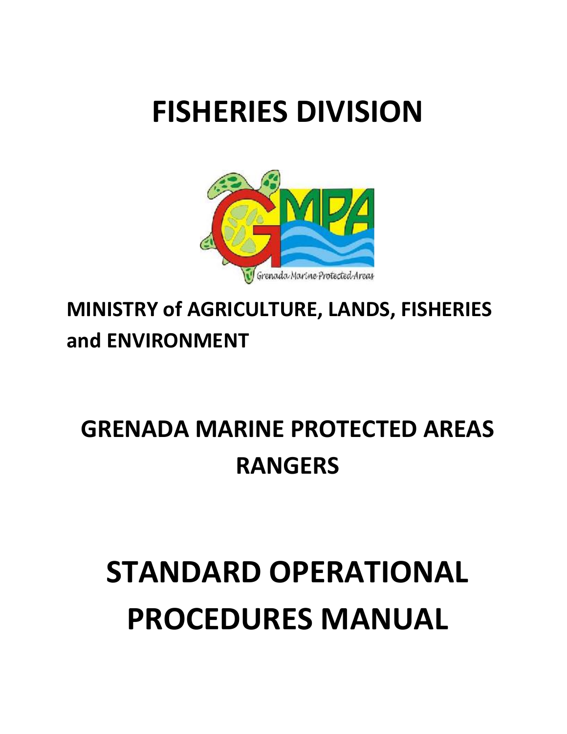# FISHERIES DIVISION

**MINISTRY of AGRICULTURE, LANDS, FISHERIES and ENVIRONMENT**

## GRENADA MARINE PROTECTED AREAS RANGERS

# STANDARD OPERATIONAL PROCEDURES MANUAL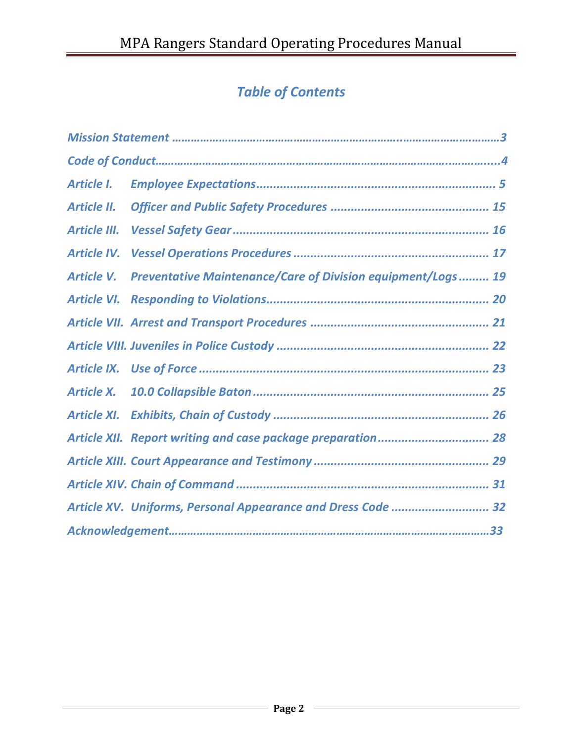## *Table of Contents*

*Mission Statement* ........................................................................................................3

*Code of Conduct*..........................................................................................................4

*Article I. Employee Expectations* ............................................................................... 5

*Article II. Officer and Public Safety Procedures* ........................................................ 15

*Article III. Vessel Safety Gear* ................................................................................... 16

*Article IV. Vessel Operations Procedures* ................................................................. 17

*Article V. Preventative Maintenance/Care of Division equipment/Logs* ......... 19

*Article VI. Responding to Violations* ......................................................................... 20

*Article VII. Arrest and Transport Procedures* ............................................................ 21

*Article VIII. Juveniles in Police Custody* .................................................................... 22

*Article IX. Use of Force* ............................................................................................. 23

*Article X. 10.0 Collapsible Baton* .............................................................................. 25

*Article XI. Exhibits, Chain of Custody* ....................................................................... 26

*Article XII. Report writing and case package preparation* ....................................... 28

*Article XIII. Court Appearance and Testimony* ......................................................... 29

*Article XIV. Chain of Command* ................................................................................ 31

*Article XV. Uniforms, Personal Appearance and Dress Code* ................................... 32

*Acknowledgement*.......................................................................................................33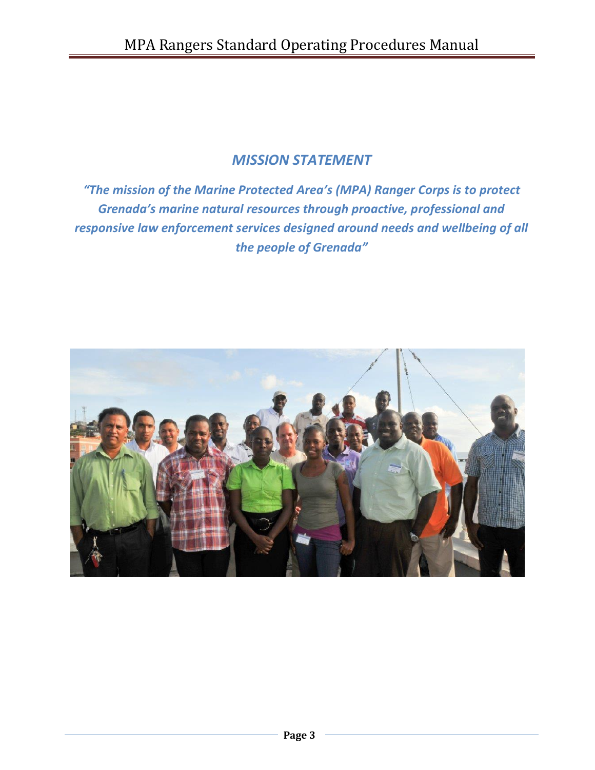## *MISSION STATEMENT*

***"The mission of the Marine Protected Area's (MPA) Ranger Corps is to protect Grenada's marine natural resources through proactive, professional and responsive law enforcement services designed around needs and wellbeing of all the people of Grenada"***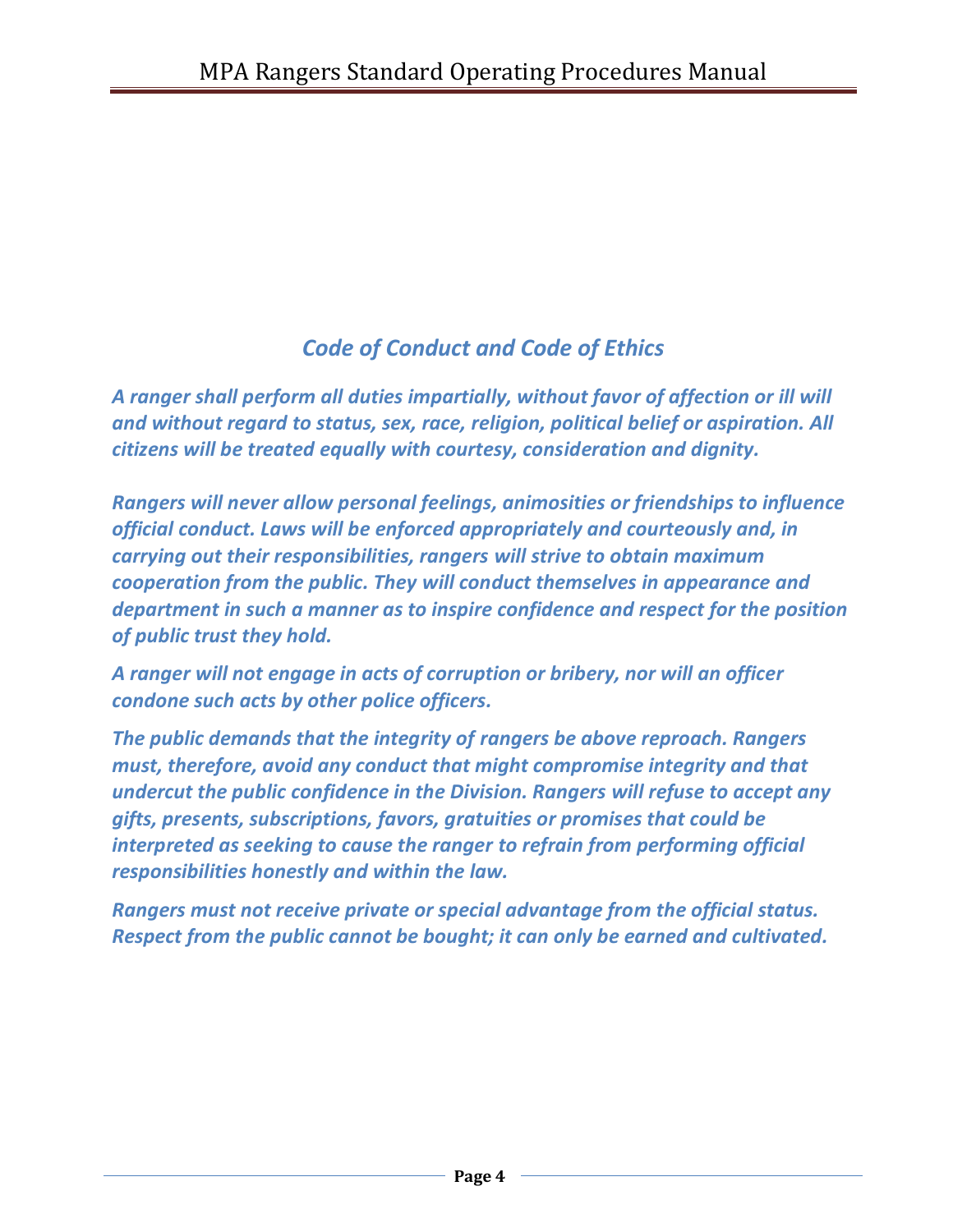## *Code of Conduct and Code of Ethics*

***A ranger shall perform all duties impartially, without favor of affection or ill will and without regard to status, sex, race, religion, political belief or aspiration. All citizens will be treated equally with courtesy, consideration and dignity.***

***Rangers will never allow personal feelings, animosities or friendships to influence official conduct. Laws will be enforced appropriately and courteously and, in carrying out their responsibilities, rangers will strive to obtain maximum cooperation from the public. They will conduct themselves in appearance and department in such a manner as to inspire confidence and respect for the position of public trust they hold.***

***A ranger will not engage in acts of corruption or bribery, nor will an officer condone such acts by other police officers.***

***The public demands that the integrity of rangers be above reproach. Rangers must, therefore, avoid any conduct that might compromise integrity and that undercut the public confidence in the Division. Rangers will refuse to accept any gifts, presents, subscriptions, favors, gratuities or promises that could be interpreted as seeking to cause the ranger to refrain from performing official responsibilities honestly and within the law.***

***Rangers must not receive private or special advantage from the official status. Respect from the public cannot be bought; it can only be earned and cultivated.***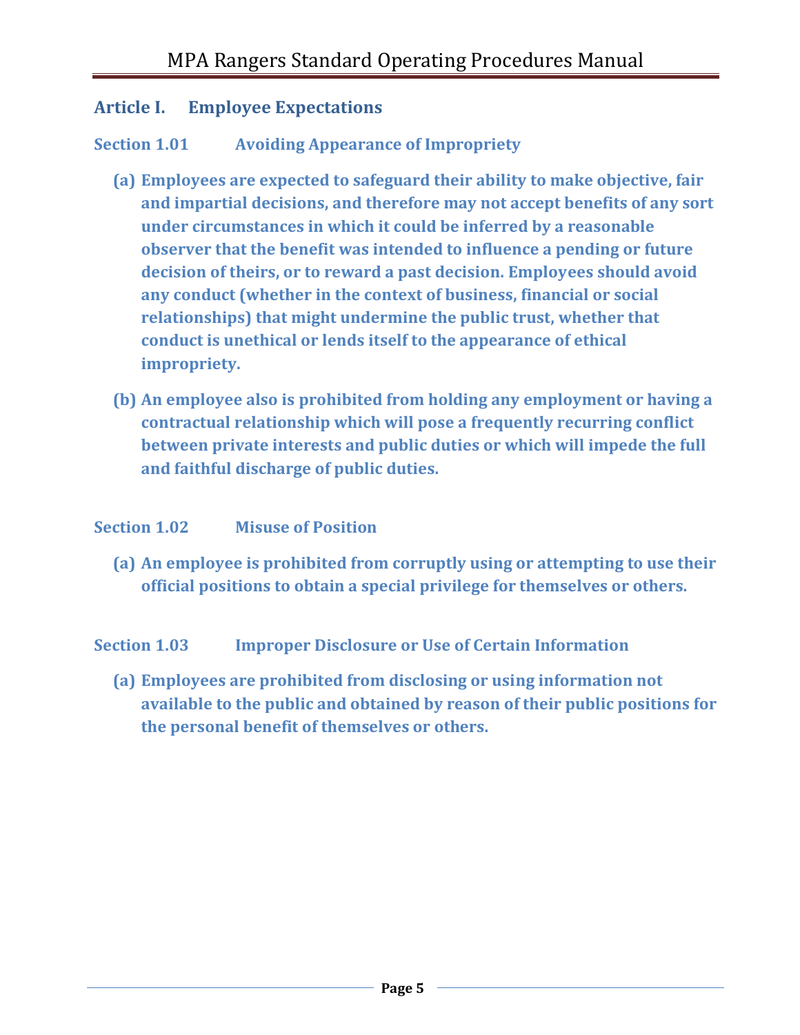## Article I. Employee Expectations

### Section 1.01 Avoiding Appearance of Impropriety

**(a) Employees are expected to safeguard their ability to make objective, fair and impartial decisions, and therefore may not accept benefits of any sort under circumstances in which it could be inferred by a reasonable observer that the benefit was intended to influence a pending or future decision of theirs, or to reward a past decision. Employees should avoid any conduct (whether in the context of business, financial or social relationships) that might undermine the public trust, whether that conduct is unethical or lends itself to the appearance of ethical impropriety.**

**(b) An employee also is prohibited from holding any employment or having a contractual relationship which will pose a frequently recurring conflict between private interests and public duties or which will impede the full and faithful discharge of public duties.**

### Section 1.02 Misuse of Position

**(a) An employee is prohibited from corruptly using or attempting to use their official positions to obtain a special privilege for themselves or others.**

### Section 1.03 Improper Disclosure or Use of Certain Information

**(a) Employees are prohibited from disclosing or using information not available to the public and obtained by reason of their public positions for the personal benefit of themselves or others.**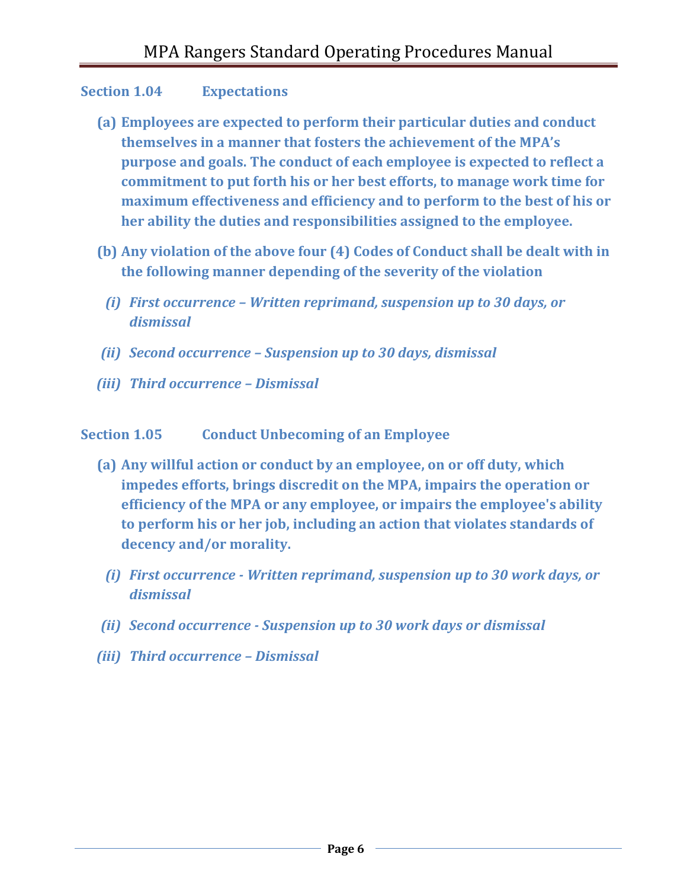### Section 1.04 Expectations

**(a) Employees are expected to perform their particular duties and conduct themselves in a manner that fosters the achievement of the MPA's purpose and goals. The conduct of each employee is expected to reflect a commitment to put forth his or her best efforts, to manage work time for maximum effectiveness and efficiency and to perform to the best of his or her ability the duties and responsibilities assigned to the employee.**

**(b) Any violation of the above four (4) Codes of Conduct shall be dealt with in the following manner depending of the severity of the violation**

***(i) First occurrence – Written reprimand, suspension up to 30 days, or dismissal***

***(ii) Second occurrence – Suspension up to 30 days, dismissal***

***(iii) Third occurrence – Dismissal***

### Section 1.05 Conduct Unbecoming of an Employee

**(a) Any willful action or conduct by an employee, on or off duty, which impedes efforts, brings discredit on the MPA, impairs the operation or efficiency of the MPA or any employee, or impairs the employee's ability to perform his or her job, including an action that violates standards of decency and/or morality.**

***(i) First occurrence - Written reprimand, suspension up to 30 work days, or dismissal***

***(ii) Second occurrence - Suspension up to 30 work days or dismissal***

***(iii) Third occurrence – Dismissal***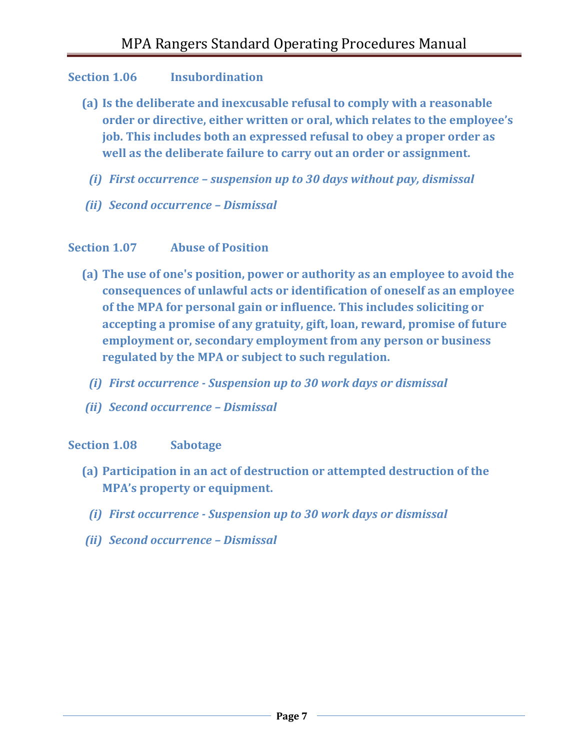### Section 1.06 Insubordination

**(a) Is the deliberate and inexcusable refusal to comply with a reasonable order or directive, either written or oral, which relates to the employee's job. This includes both an expressed refusal to obey a proper order as well as the deliberate failure to carry out an order or assignment.**

***(i) First occurrence – suspension up to 30 days without pay, dismissal***

***(ii) Second occurrence – Dismissal***

### Section 1.07 Abuse of Position

**(a) The use of one's position, power or authority as an employee to avoid the consequences of unlawful acts or identification of oneself as an employee of the MPA for personal gain or influence. This includes soliciting or accepting a promise of any gratuity, gift, loan, reward, promise of future employment or, secondary employment from any person or business regulated by the MPA or subject to such regulation.**

***(i) First occurrence - Suspension up to 30 work days or dismissal***

***(ii) Second occurrence – Dismissal***

### Section 1.08 Sabotage

**(a) Participation in an act of destruction or attempted destruction of the MPA's property or equipment.**

***(i) First occurrence - Suspension up to 30 work days or dismissal***

***(ii) Second occurrence – Dismissal***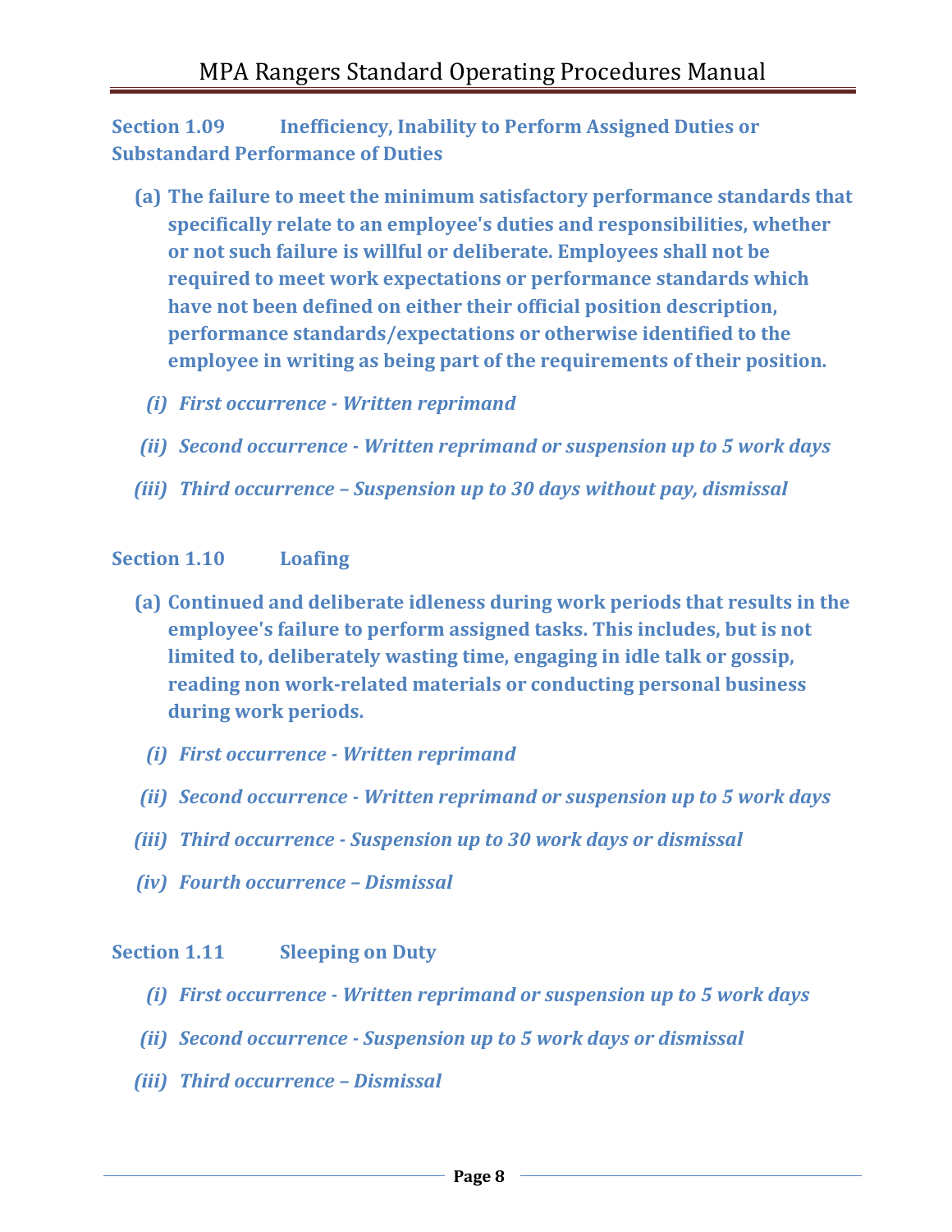### Section 1.09 Inefficiency, Inability to Perform Assigned Duties or Substandard Performance of Duties

**(a) The failure to meet the minimum satisfactory performance standards that specifically relate to an employee's duties and responsibilities, whether or not such failure is willful or deliberate. Employees shall not be required to meet work expectations or performance standards which have not been defined on either their official position description, performance standards/expectations or otherwise identified to the employee in writing as being part of the requirements of their position.**

- ***(i) First occurrence - Written reprimand***
- ***(ii) Second occurrence - Written reprimand or suspension up to 5 work days***
- ***(iii) Third occurrence – Suspension up to 30 days without pay, dismissal***

### Section 1.10 Loafing

**(a) Continued and deliberate idleness during work periods that results in the employee's failure to perform assigned tasks. This includes, but is not limited to, deliberately wasting time, engaging in idle talk or gossip, reading non work-related materials or conducting personal business during work periods.**

- ***(i) First occurrence - Written reprimand***
- ***(ii) Second occurrence - Written reprimand or suspension up to 5 work days***
- ***(iii) Third occurrence - Suspension up to 30 work days or dismissal***
- ***(iv) Fourth occurrence – Dismissal***

### Section 1.11 Sleeping on Duty

- ***(i) First occurrence - Written reprimand or suspension up to 5 work days***
- ***(ii) Second occurrence - Suspension up to 5 work days or dismissal***
- ***(iii) Third occurrence – Dismissal***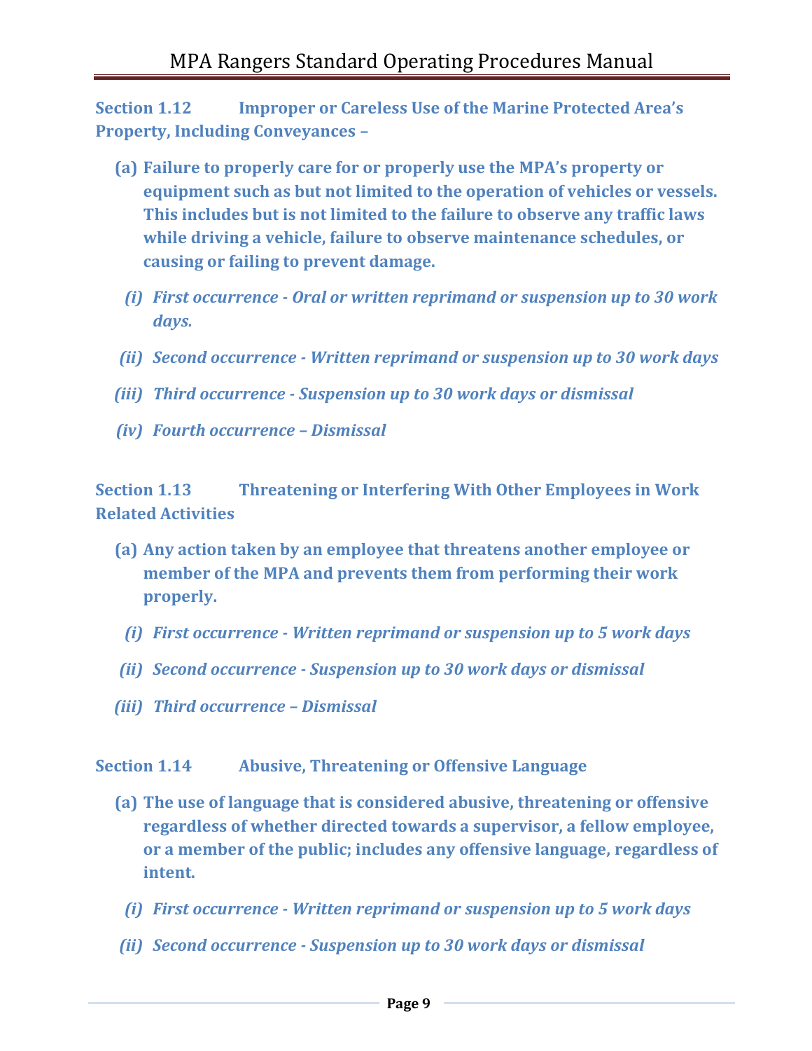### Section 1.12 Improper or Careless Use of the Marine Protected Area's Property, Including Conveyances –

**(a) Failure to properly care for or properly use the MPA's property or equipment such as but not limited to the operation of vehicles or vessels. This includes but is not limited to the failure to observe any traffic laws while driving a vehicle, failure to observe maintenance schedules, or causing or failing to prevent damage.**

*(i) First occurrence - Oral or written reprimand or suspension up to 30 work days.*

*(ii) Second occurrence - Written reprimand or suspension up to 30 work days*

*(iii) Third occurrence - Suspension up to 30 work days or dismissal*

*(iv) Fourth occurrence – Dismissal*

### Section 1.13 Threatening or Interfering With Other Employees in Work Related Activities

**(a) Any action taken by an employee that threatens another employee or member of the MPA and prevents them from performing their work properly.**

*(i) First occurrence - Written reprimand or suspension up to 5 work days*

*(ii) Second occurrence - Suspension up to 30 work days or dismissal*

*(iii) Third occurrence – Dismissal*

### Section 1.14 Abusive, Threatening or Offensive Language

**(a) The use of language that is considered abusive, threatening or offensive regardless of whether directed towards a supervisor, a fellow employee, or a member of the public; includes any offensive language, regardless of intent.**

*(i) First occurrence - Written reprimand or suspension up to 5 work days*

*(ii) Second occurrence - Suspension up to 30 work days or dismissal*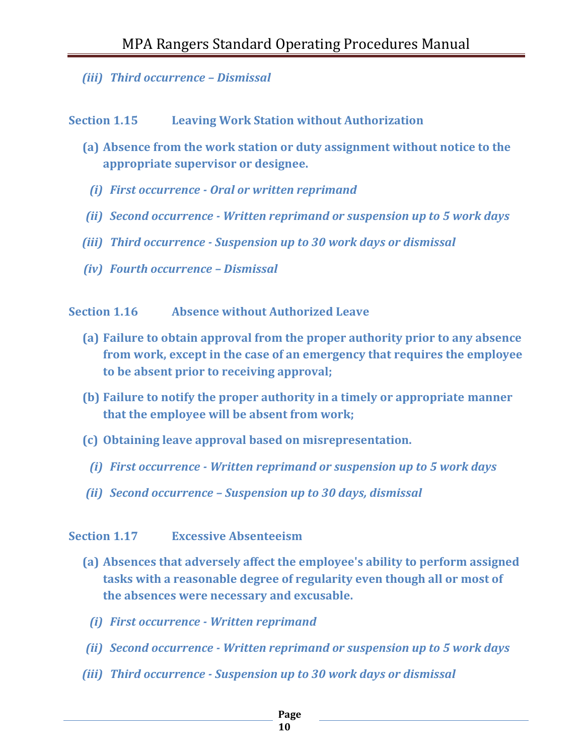*(iii) Third occurrence – Dismissal*

## Section 1.15 Leaving Work Station without Authorization

**(a) Absence from the work station or duty assignment without notice to the appropriate supervisor or designee.**

*(i) First occurrence - Oral or written reprimand*

*(ii) Second occurrence - Written reprimand or suspension up to 5 work days*

*(iii) Third occurrence - Suspension up to 30 work days or dismissal*

*(iv) Fourth occurrence – Dismissal*

## Section 1.16 Absence without Authorized Leave

**(a) Failure to obtain approval from the proper authority prior to any absence from work, except in the case of an emergency that requires the employee to be absent prior to receiving approval;**

**(b) Failure to notify the proper authority in a timely or appropriate manner that the employee will be absent from work;**

**(c) Obtaining leave approval based on misrepresentation.**

*(i) First occurrence - Written reprimand or suspension up to 5 work days*

*(ii) Second occurrence – Suspension up to 30 days, dismissal*

## Section 1.17 Excessive Absenteeism

**(a) Absences that adversely affect the employee's ability to perform assigned tasks with a reasonable degree of regularity even though all or most of the absences were necessary and excusable.**

*(i) First occurrence - Written reprimand*

*(ii) Second occurrence - Written reprimand or suspension up to 5 work days*

*(iii) Third occurrence - Suspension up to 30 work days or dismissal*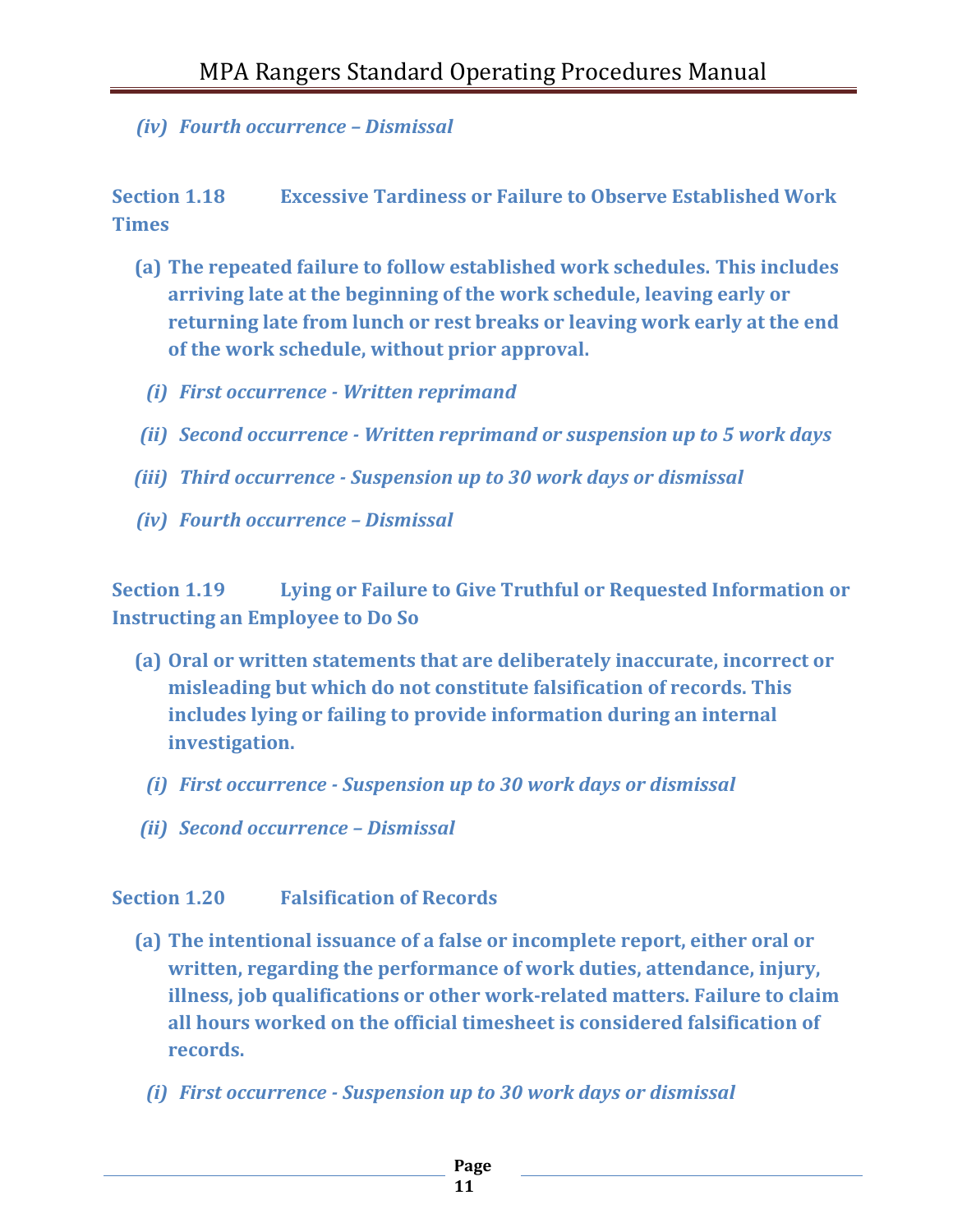*(iv) Fourth occurrence – Dismissal*

### Section 1.18 Excessive Tardiness or Failure to Observe Established Work Times

**(a) The repeated failure to follow established work schedules. This includes arriving late at the beginning of the work schedule, leaving early or returning late from lunch or rest breaks or leaving work early at the end of the work schedule, without prior approval.**

*(i) First occurrence - Written reprimand*

*(ii) Second occurrence - Written reprimand or suspension up to 5 work days*

*(iii) Third occurrence - Suspension up to 30 work days or dismissal*

*(iv) Fourth occurrence – Dismissal*

### Section 1.19 Lying or Failure to Give Truthful or Requested Information or Instructing an Employee to Do So

**(a) Oral or written statements that are deliberately inaccurate, incorrect or misleading but which do not constitute falsification of records. This includes lying or failing to provide information during an internal investigation.**

*(i) First occurrence - Suspension up to 30 work days or dismissal*

*(ii) Second occurrence – Dismissal*

### Section 1.20 Falsification of Records

**(a) The intentional issuance of a false or incomplete report, either oral or written, regarding the performance of work duties, attendance, injury, illness, job qualifications or other work-related matters. Failure to claim all hours worked on the official timesheet is considered falsification of records.**

*(i) First occurrence - Suspension up to 30 work days or dismissal*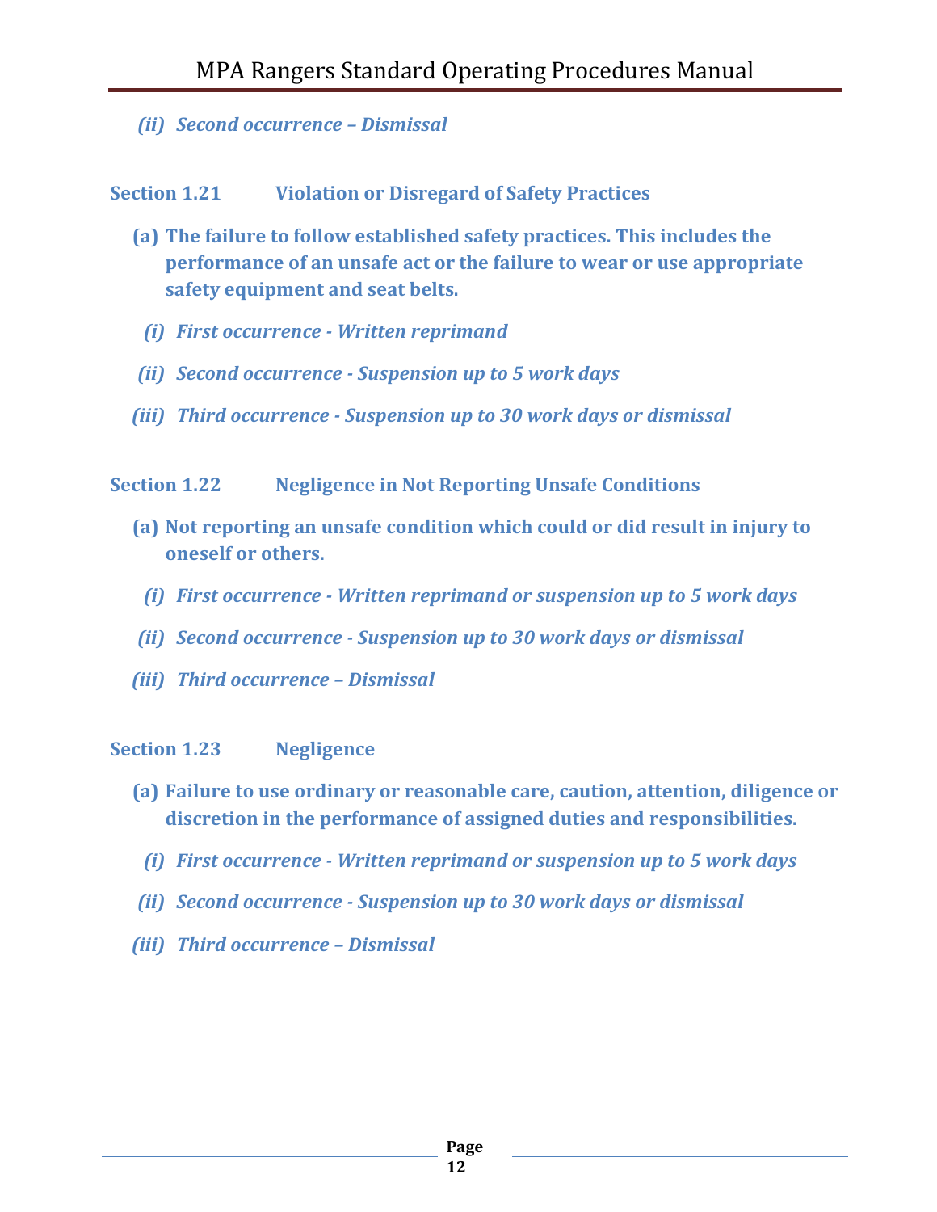*(ii) Second occurrence – Dismissal*

### Section 1.21 Violation or Disregard of Safety Practices

**(a) The failure to follow established safety practices. This includes the performance of an unsafe act or the failure to wear or use appropriate safety equipment and seat belts.**

*(i) First occurrence - Written reprimand*

*(ii) Second occurrence - Suspension up to 5 work days*

*(iii) Third occurrence - Suspension up to 30 work days or dismissal*

### Section 1.22 Negligence in Not Reporting Unsafe Conditions

**(a) Not reporting an unsafe condition which could or did result in injury to oneself or others.**

*(i) First occurrence - Written reprimand or suspension up to 5 work days*

*(ii) Second occurrence - Suspension up to 30 work days or dismissal*

*(iii) Third occurrence – Dismissal*

### Section 1.23 Negligence

**(a) Failure to use ordinary or reasonable care, caution, attention, diligence or discretion in the performance of assigned duties and responsibilities.**

*(i) First occurrence - Written reprimand or suspension up to 5 work days*

*(ii) Second occurrence - Suspension up to 30 work days or dismissal*

*(iii) Third occurrence – Dismissal*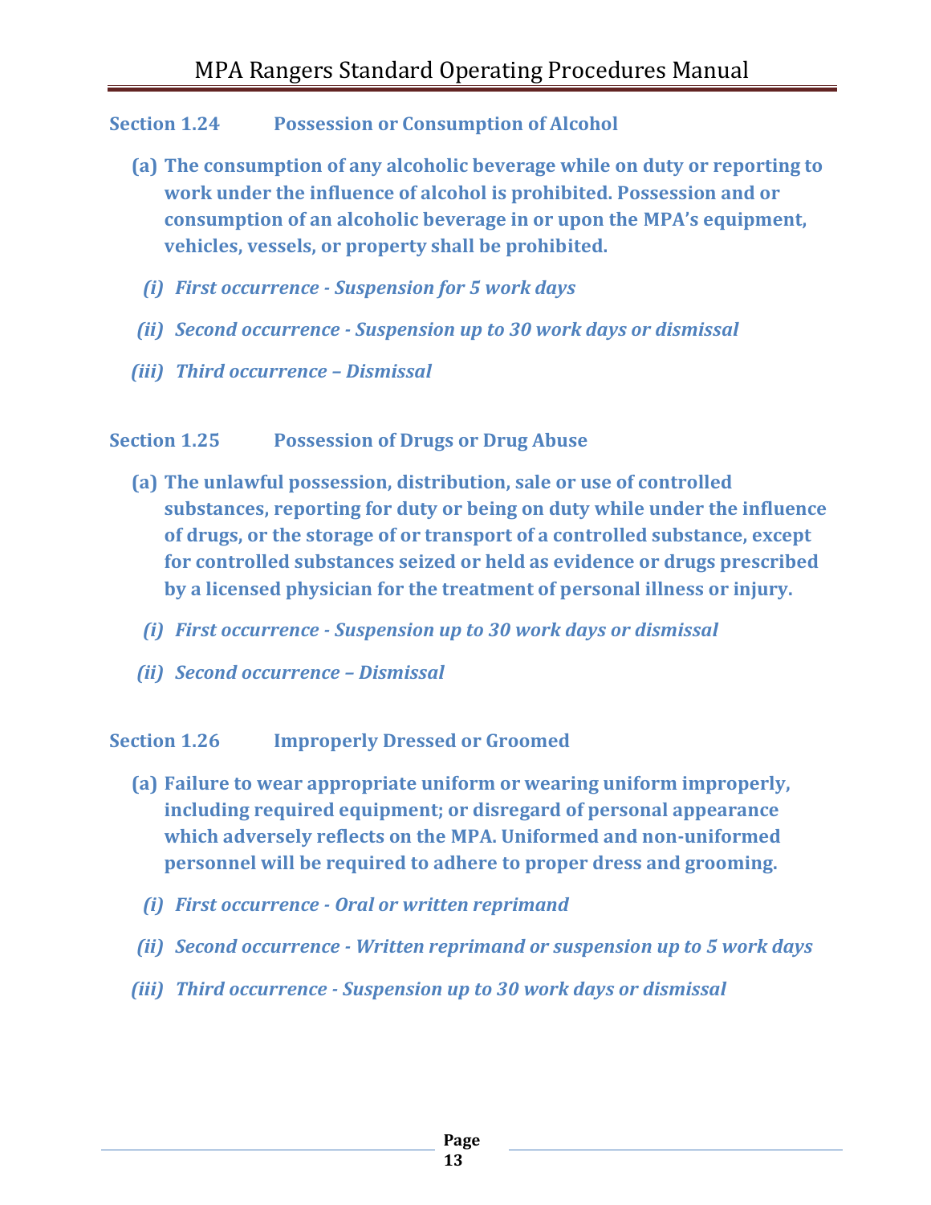### Section 1.24 Possession or Consumption of Alcohol

**(a) The consumption of any alcoholic beverage while on duty or reporting to work under the influence of alcohol is prohibited. Possession and or consumption of an alcoholic beverage in or upon the MPA's equipment, vehicles, vessels, or property shall be prohibited.**

- ***(i) First occurrence - Suspension for 5 work days***
- ***(ii) Second occurrence - Suspension up to 30 work days or dismissal***
- ***(iii) Third occurrence – Dismissal***

### Section 1.25 Possession of Drugs or Drug Abuse

**(a) The unlawful possession, distribution, sale or use of controlled substances, reporting for duty or being on duty while under the influence of drugs, or the storage of or transport of a controlled substance, except for controlled substances seized or held as evidence or drugs prescribed by a licensed physician for the treatment of personal illness or injury.**

- ***(i) First occurrence - Suspension up to 30 work days or dismissal***
- ***(ii) Second occurrence – Dismissal***

### Section 1.26 Improperly Dressed or Groomed

**(a) Failure to wear appropriate uniform or wearing uniform improperly, including required equipment; or disregard of personal appearance which adversely reflects on the MPA. Uniformed and non-uniformed personnel will be required to adhere to proper dress and grooming.**

- ***(i) First occurrence - Oral or written reprimand***
- ***(ii) Second occurrence - Written reprimand or suspension up to 5 work days***
- ***(iii) Third occurrence - Suspension up to 30 work days or dismissal***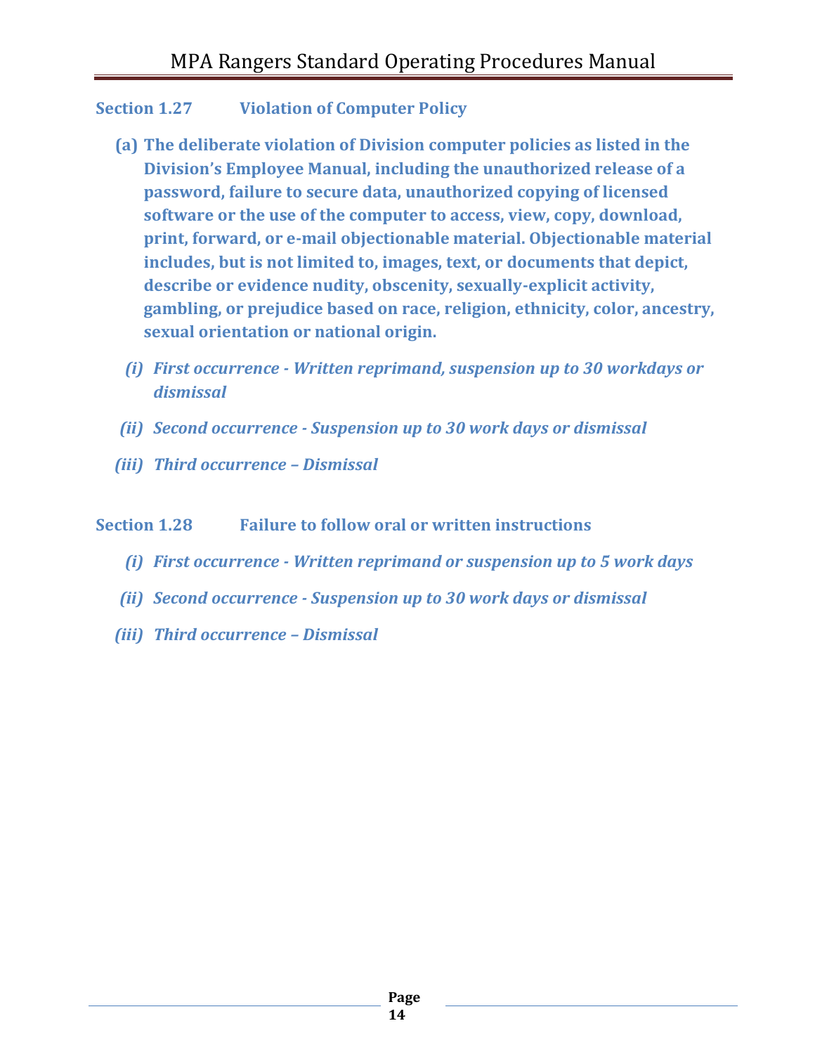### Section 1.27 Violation of Computer Policy

**(a) The deliberate violation of Division computer policies as listed in the Division's Employee Manual, including the unauthorized release of a password, failure to secure data, unauthorized copying of licensed software or the use of the computer to access, view, copy, download, print, forward, or e-mail objectionable material. Objectionable material includes, but is not limited to, images, text, or documents that depict, describe or evidence nudity, obscenity, sexually-explicit activity, gambling, or prejudice based on race, religion, ethnicity, color, ancestry, sexual orientation or national origin.**

***(i) First occurrence - Written reprimand, suspension up to 30 workdays or dismissal***

***(ii) Second occurrence - Suspension up to 30 work days or dismissal***

***(iii) Third occurrence – Dismissal***

### Section 1.28 Failure to follow oral or written instructions

***(i) First occurrence - Written reprimand or suspension up to 5 work days***

***(ii) Second occurrence - Suspension up to 30 work days or dismissal***

***(iii) Third occurrence – Dismissal***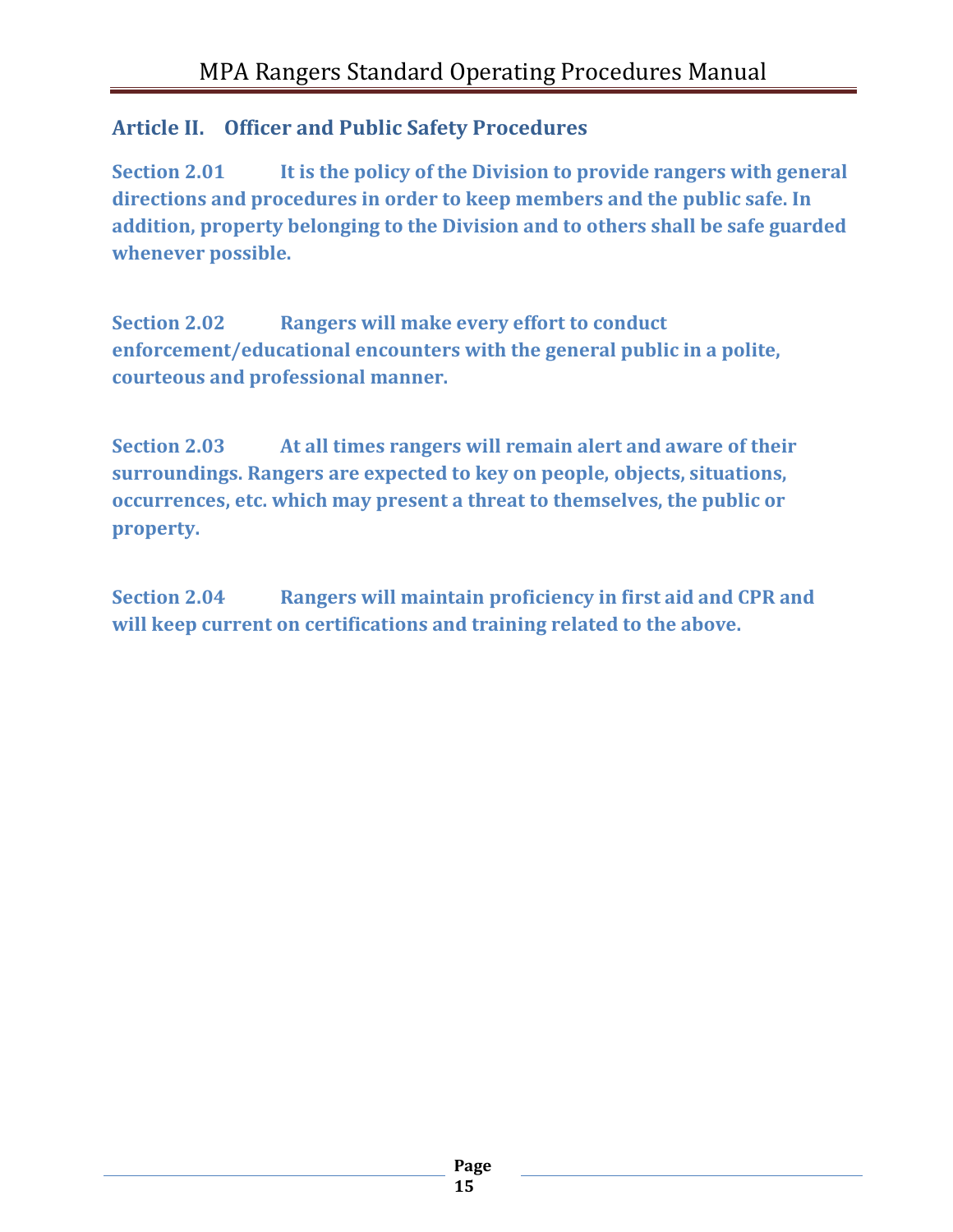## Article II. Officer and Public Safety Procedures

**Section 2.01** It is the policy of the Division to provide rangers with general directions and procedures in order to keep members and the public safe. In addition, property belonging to the Division and to others shall be safe guarded whenever possible.

**Section 2.02** Rangers will make every effort to conduct enforcement/educational encounters with the general public in a polite, courteous and professional manner.

**Section 2.03** At all times rangers will remain alert and aware of their surroundings. Rangers are expected to key on people, objects, situations, occurrences, etc. which may present a threat to themselves, the public or property.

**Section 2.04** Rangers will maintain proficiency in first aid and CPR and will keep current on certifications and training related to the above.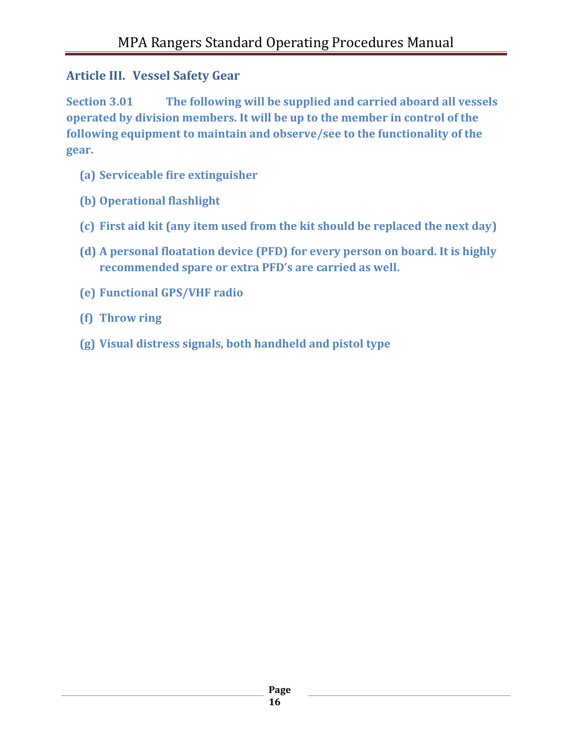## Article III. Vessel Safety Gear

**Section 3.01 The following will be supplied and carried aboard all vessels operated by division members. It will be up to the member in control of the following equipment to maintain and observe/see to the functionality of the gear.**

**(a) Serviceable fire extinguisher**

**(b) Operational flashlight**

**(c) First aid kit (any item used from the kit should be replaced the next day)**

**(d) A personal floatation device (PFD) for every person on board. It is highly recommended spare or extra PFD's are carried as well.**

**(e) Functional GPS/VHF radio**

**(f) Throw ring**

**(g) Visual distress signals, both handheld and pistol type**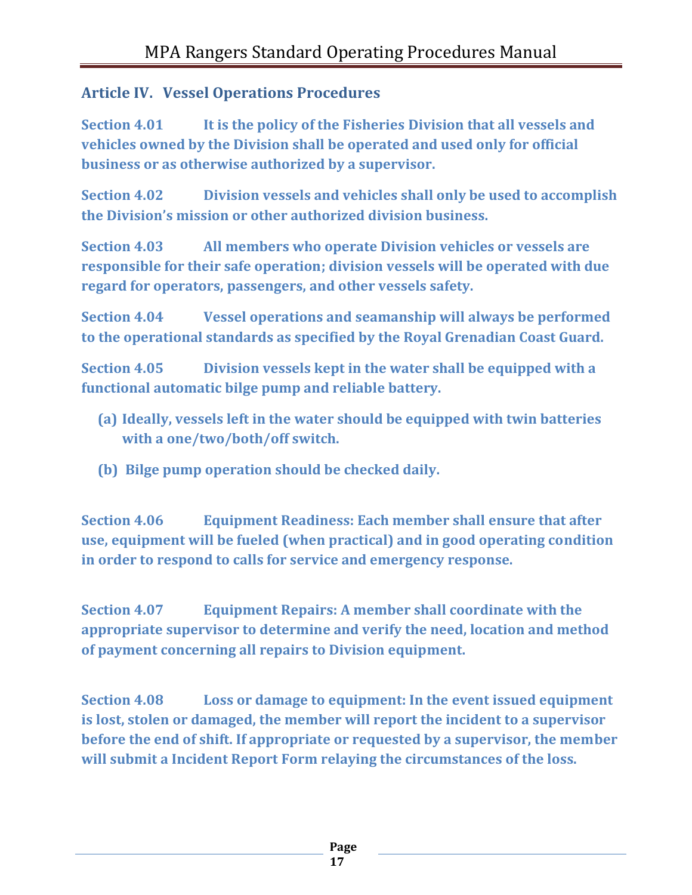## Article IV. Vessel Operations Procedures

**Section 4.01** It is the policy of the Fisheries Division that all vessels and vehicles owned by the Division shall be operated and used only for official business or as otherwise authorized by a supervisor.

**Section 4.02** Division vessels and vehicles shall only be used to accomplish the Division's mission or other authorized division business.

**Section 4.03** All members who operate Division vehicles or vessels are responsible for their safe operation; division vessels will be operated with due regard for operators, passengers, and other vessels safety.

**Section 4.04** Vessel operations and seamanship will always be performed to the operational standards as specified by the Royal Grenadian Coast Guard.

**Section 4.05** Division vessels kept in the water shall be equipped with a functional automatic bilge pump and reliable battery.

(a) Ideally, vessels left in the water should be equipped with twin batteries with a one/two/both/off switch.

(b) Bilge pump operation should be checked daily.

**Section 4.06** Equipment Readiness: Each member shall ensure that after use, equipment will be fueled (when practical) and in good operating condition in order to respond to calls for service and emergency response.

**Section 4.07** Equipment Repairs: A member shall coordinate with the appropriate supervisor to determine and verify the need, location and method of payment concerning all repairs to Division equipment.

**Section 4.08** Loss or damage to equipment: In the event issued equipment is lost, stolen or damaged, the member will report the incident to a supervisor before the end of shift. If appropriate or requested by a supervisor, the member will submit a Incident Report Form relaying the circumstances of the loss.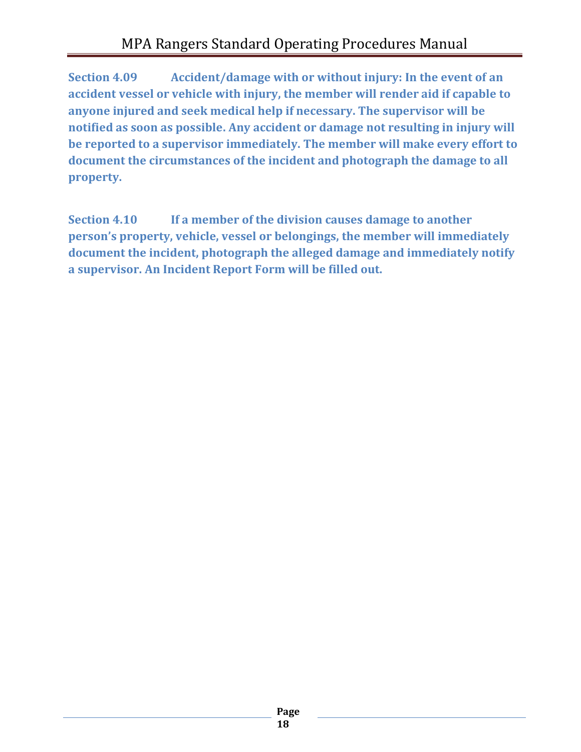**Section 4.09 Accident/damage with or without injury: In the event of an accident vessel or vehicle with injury, the member will render aid if capable to anyone injured and seek medical help if necessary. The supervisor will be notified as soon as possible. Any accident or damage not resulting in injury will be reported to a supervisor immediately. The member will make every effort to document the circumstances of the incident and photograph the damage to all property.**

**Section 4.10 If a member of the division causes damage to another person's property, vehicle, vessel or belongings, the member will immediately document the incident, photograph the alleged damage and immediately notify a supervisor. An Incident Report Form will be filled out.**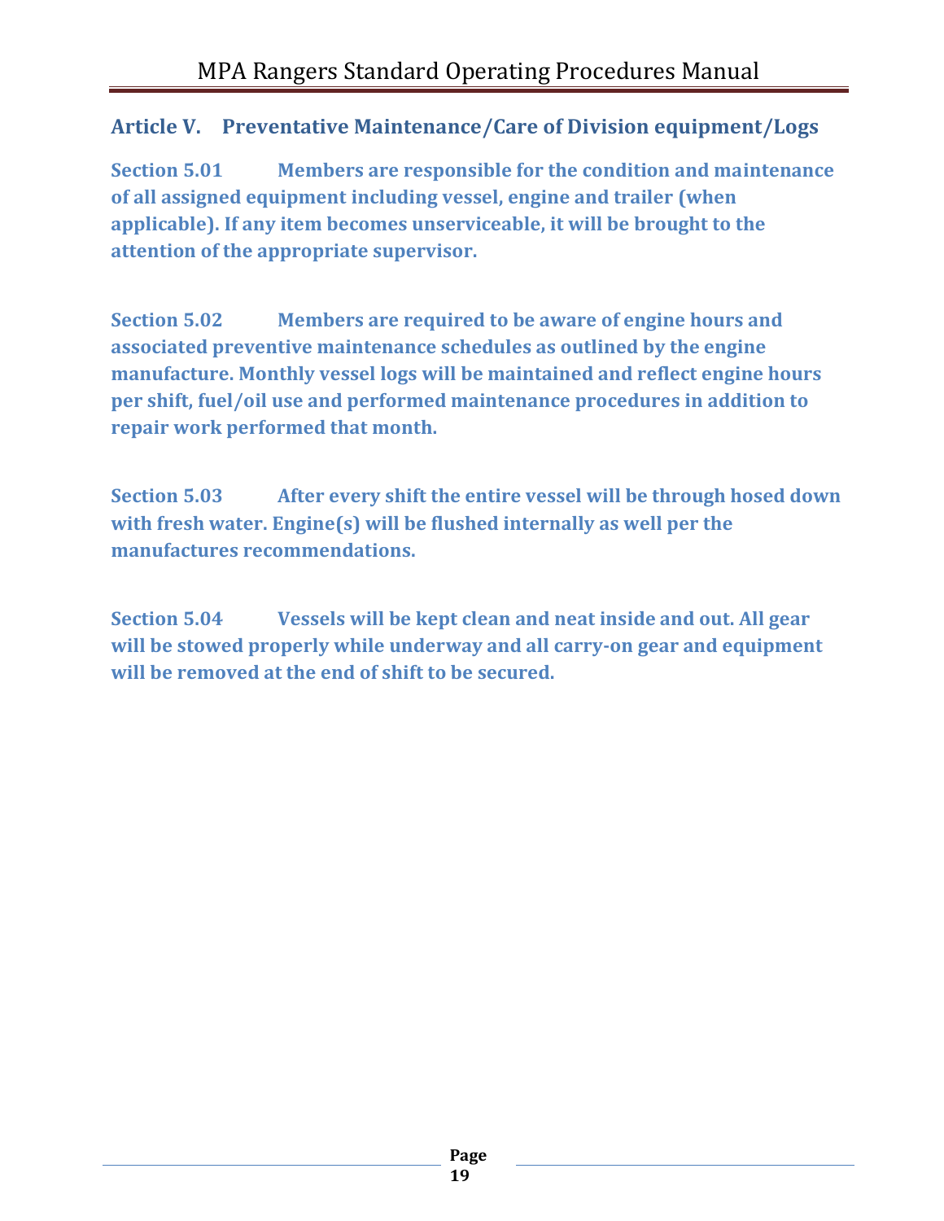## Article V. Preventative Maintenance/Care of Division equipment/Logs

**Section 5.01** **Members are responsible for the condition and maintenance of all assigned equipment including vessel, engine and trailer (when applicable). If any item becomes unserviceable, it will be brought to the attention of the appropriate supervisor.**

**Section 5.02** **Members are required to be aware of engine hours and associated preventive maintenance schedules as outlined by the engine manufacture. Monthly vessel logs will be maintained and reflect engine hours per shift, fuel/oil use and performed maintenance procedures in addition to repair work performed that month.**

**Section 5.03** **After every shift the entire vessel will be through hosed down with fresh water. Engine(s) will be flushed internally as well per the manufactures recommendations.**

**Section 5.04** **Vessels will be kept clean and neat inside and out. All gear will be stowed properly while underway and all carry-on gear and equipment will be removed at the end of shift to be secured.**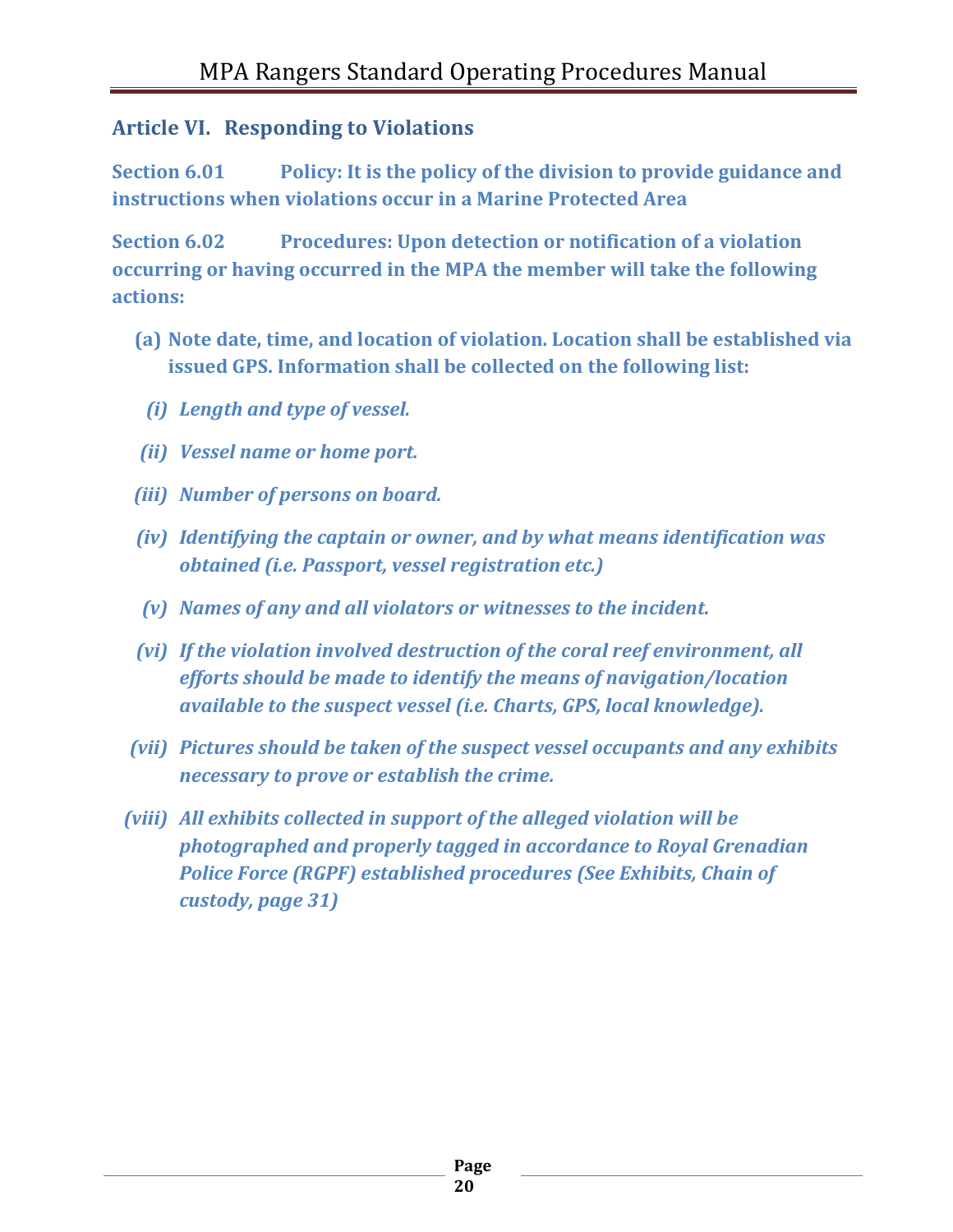## Article VI. Responding to Violations

**Section 6.01 Policy: It is the policy of the division to provide guidance and instructions when violations occur in a Marine Protected Area**

**Section 6.02 Procedures: Upon detection or notification of a violation occurring or having occurred in the MPA the member will take the following actions:**

**(a) Note date, time, and location of violation. Location shall be established via issued GPS. Information shall be collected on the following list:**

- ***(i) Length and type of vessel.***
- ***(ii) Vessel name or home port.***
- ***(iii) Number of persons on board.***
- ***(iv) Identifying the captain or owner, and by what means identification was obtained (i.e. Passport, vessel registration etc.)***
- ***(v) Names of any and all violators or witnesses to the incident.***
- ***(vi) If the violation involved destruction of the coral reef environment, all efforts should be made to identify the means of navigation/location available to the suspect vessel (i.e. Charts, GPS, local knowledge).***
- ***(vii) Pictures should be taken of the suspect vessel occupants and any exhibits necessary to prove or establish the crime.***
- ***(viii) All exhibits collected in support of the alleged violation will be photographed and properly tagged in accordance to Royal Grenadian Police Force (RGPF) established procedures (See Exhibits, Chain of custody, page 31)***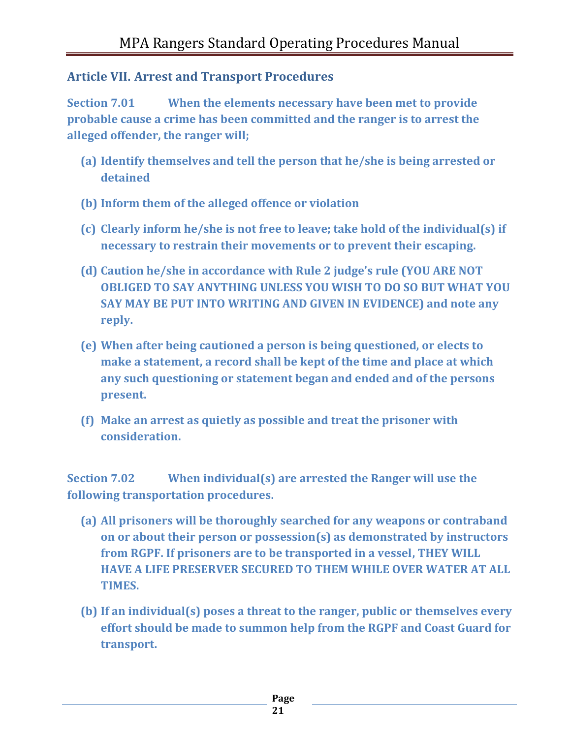## Article VII. Arrest and Transport Procedures

**Section 7.01 When the elements necessary have been met to provide probable cause a crime has been committed and the ranger is to arrest the alleged offender, the ranger will;**

- **(a) Identify themselves and tell the person that he/she is being arrested or detained**
- **(b) Inform them of the alleged offence or violation**
- **(c) Clearly inform he/she is not free to leave; take hold of the individual(s) if necessary to restrain their movements or to prevent their escaping.**
- **(d) Caution he/she in accordance with Rule 2 judge's rule (YOU ARE NOT OBLIGED TO SAY ANYTHING UNLESS YOU WISH TO DO SO BUT WHAT YOU SAY MAY BE PUT INTO WRITING AND GIVEN IN EVIDENCE) and note any reply.**
- **(e) When after being cautioned a person is being questioned, or elects to make a statement, a record shall be kept of the time and place at which any such questioning or statement began and ended and of the persons present.**
- **(f) Make an arrest as quietly as possible and treat the prisoner with consideration.**

**Section 7.02 When individual(s) are arrested the Ranger will use the following transportation procedures.**

- **(a) All prisoners will be thoroughly searched for any weapons or contraband on or about their person or possession(s) as demonstrated by instructors from RGPF. If prisoners are to be transported in a vessel, THEY WILL HAVE A LIFE PRESERVER SECURED TO THEM WHILE OVER WATER AT ALL TIMES.**
- **(b) If an individual(s) poses a threat to the ranger, public or themselves every effort should be made to summon help from the RGPF and Coast Guard for transport.**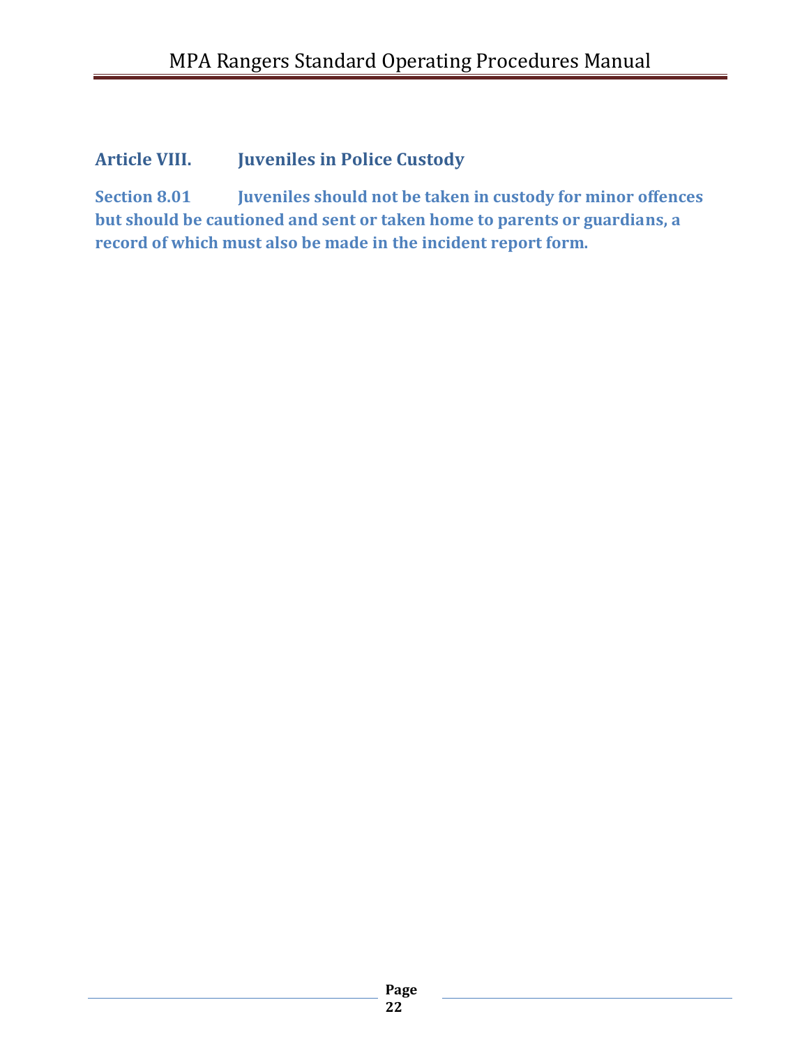## Article VIII. Juveniles in Police Custody

### Section 8.01 Juveniles should not be taken in custody for minor offences but should be cautioned and sent or taken home to parents or guardians, a record of which must also be made in the incident report form.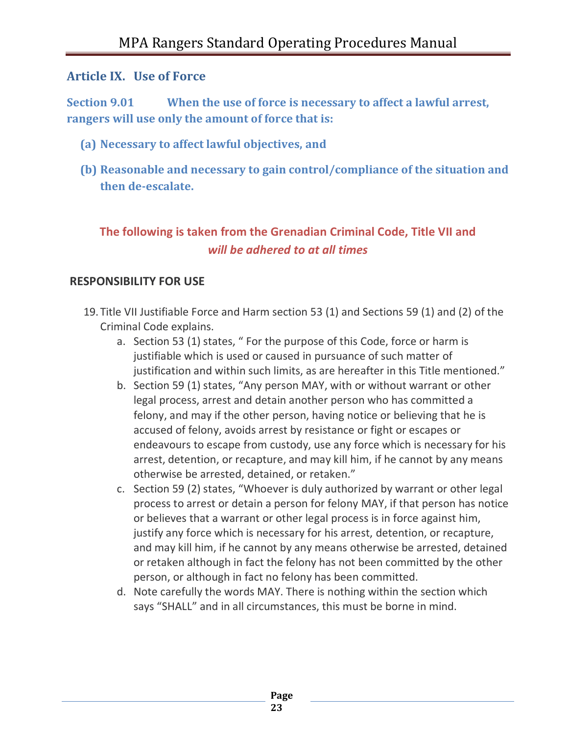## Article IX. Use of Force

**Section 9.01 When the use of force is necessary to affect a lawful arrest, rangers will use only the amount of force that is:**

- **(a) Necessary to affect lawful objectives, and**
- **(b) Reasonable and necessary to gain control/compliance of the situation and then de-escalate.**

**The following is taken from the Grenadian Criminal Code, Title VII and *will be adhered to at all times***

**RESPONSIBILITY FOR USE**

19. Title VII Justifiable Force and Harm section 53 (1) and Sections 59 (1) and (2) of the Criminal Code explains.
    a. Section 53 (1) states, " For the purpose of this Code, force or harm is justifiable which is used or caused in pursuance of such matter of justification and within such limits, as are hereafter in this Title mentioned."
    b. Section 59 (1) states, "Any person MAY, with or without warrant or other legal process, arrest and detain another person who has committed a felony, and may if the other person, having notice or believing that he is accused of felony, avoids arrest by resistance or fight or escapes or endeavours to escape from custody, use any force which is necessary for his arrest, detention, or recapture, and may kill him, if he cannot by any means otherwise be arrested, detained, or retaken."
    c. Section 59 (2) states, "Whoever is duly authorized by warrant or other legal process to arrest or detain a person for felony MAY, if that person has notice or believes that a warrant or other legal process is in force against him, justify any force which is necessary for his arrest, detention, or recapture, and may kill him, if he cannot by any means otherwise be arrested, detained or retaken although in fact the felony has not been committed by the other person, or although in fact no felony has been committed.
    d. Note carefully the words MAY. There is nothing within the section which says "SHALL" and in all circumstances, this must be borne in mind.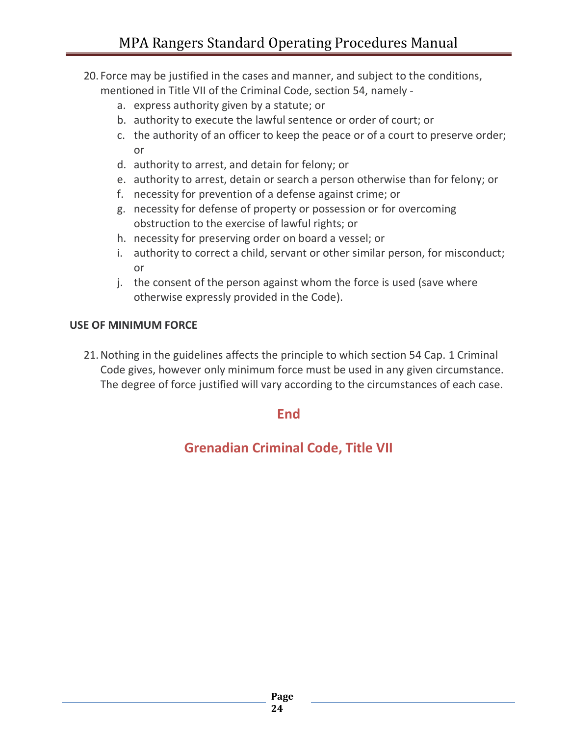20. Force may be justified in the cases and manner, and subject to the conditions, mentioned in Title VII of the Criminal Code, section 54, namely -
    a. express authority given by a statute; or
    b. authority to execute the lawful sentence or order of court; or
    c. the authority of an officer to keep the peace or of a court to preserve order; or
    d. authority to arrest, and detain for felony; or
    e. authority to arrest, detain or search a person otherwise than for felony; or
    f. necessity for prevention of a defense against crime; or
    g. necessity for defense of property or possession or for overcoming obstruction to the exercise of lawful rights; or
    h. necessity for preserving order on board a vessel; or
    i. authority to correct a child, servant or other similar person, for misconduct; or
    j. the consent of the person against whom the force is used (save where otherwise expressly provided in the Code).

**USE OF MINIMUM FORCE**

21. Nothing in the guidelines affects the principle to which section 54 Cap. 1 Criminal Code gives, however only minimum force must be used in any given circumstance. The degree of force justified will vary according to the circumstances of each case.

**End**

**Grenadian Criminal Code, Title VII**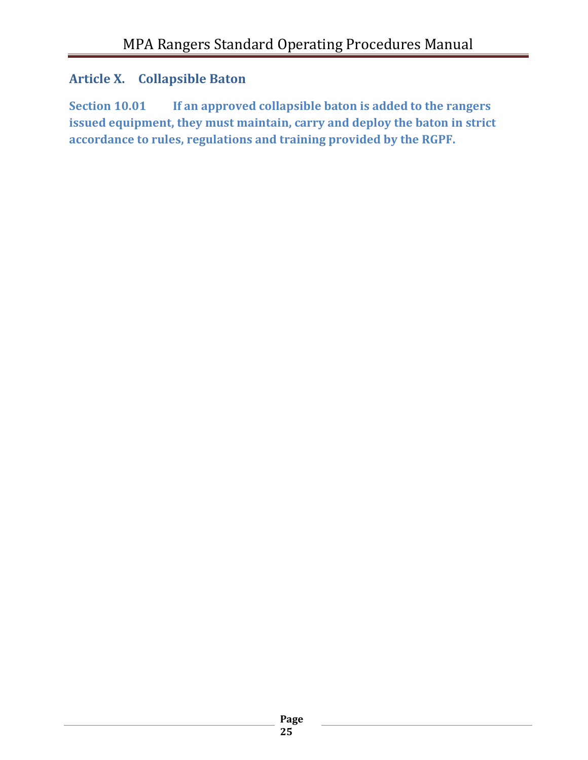## Article X. Collapsible Baton

**Section 10.01 If an approved collapsible baton is added to the rangers issued equipment, they must maintain, carry and deploy the baton in strict accordance to rules, regulations and training provided by the RGPF.**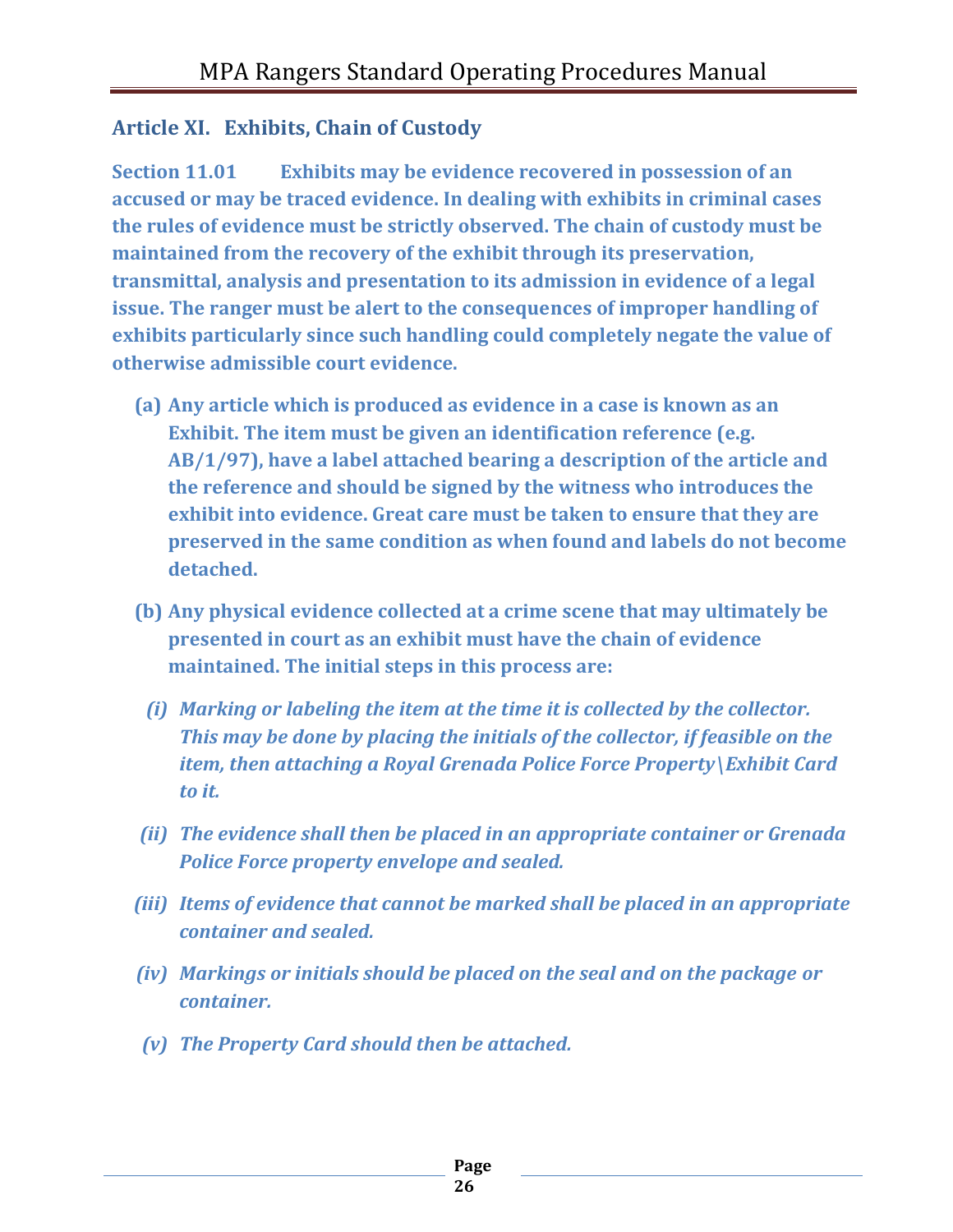## Article XI. Exhibits, Chain of Custody

**Section 11.01 Exhibits may be evidence recovered in possession of an accused or may be traced evidence. In dealing with exhibits in criminal cases the rules of evidence must be strictly observed. The chain of custody must be maintained from the recovery of the exhibit through its preservation, transmittal, analysis and presentation to its admission in evidence of a legal issue. The ranger must be alert to the consequences of improper handling of exhibits particularly since such handling could completely negate the value of otherwise admissible court evidence.**

**(a) Any article which is produced as evidence in a case is known as an Exhibit. The item must be given an identification reference (e.g. AB/1/97), have a label attached bearing a description of the article and the reference and should be signed by the witness who introduces the exhibit into evidence. Great care must be taken to ensure that they are preserved in the same condition as when found and labels do not become detached.**

**(b) Any physical evidence collected at a crime scene that may ultimately be presented in court as an exhibit must have the chain of evidence maintained. The initial steps in this process are:**

***(i) Marking or labeling the item at the time it is collected by the collector. This may be done by placing the initials of the collector, if feasible on the item, then attaching a Royal Grenada Police Force Property\Exhibit Card to it.***

***(ii) The evidence shall then be placed in an appropriate container or Grenada Police Force property envelope and sealed.***

***(iii) Items of evidence that cannot be marked shall be placed in an appropriate container and sealed.***

***(iv) Markings or initials should be placed on the seal and on the package or container.***

***(v) The Property Card should then be attached.***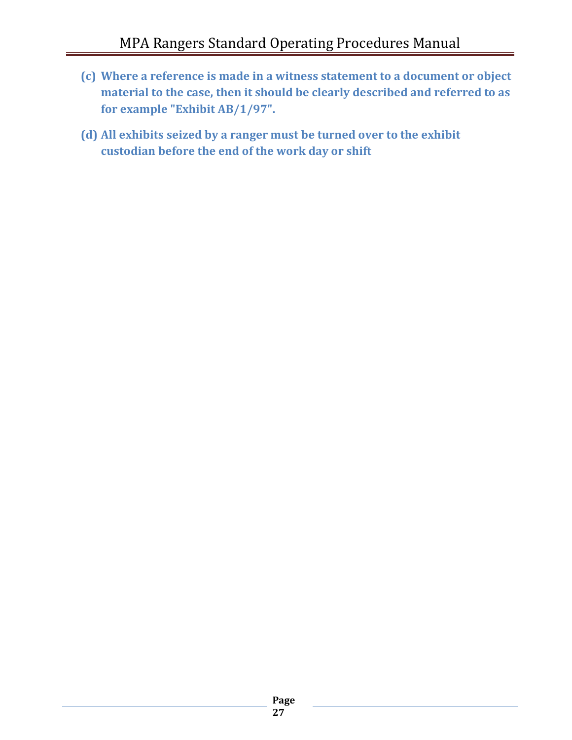**(c) Where a reference is made in a witness statement to a document or object material to the case, then it should be clearly described and referred to as for example "Exhibit AB/1/97".**

**(d) All exhibits seized by a ranger must be turned over to the exhibit custodian before the end of the work day or shift**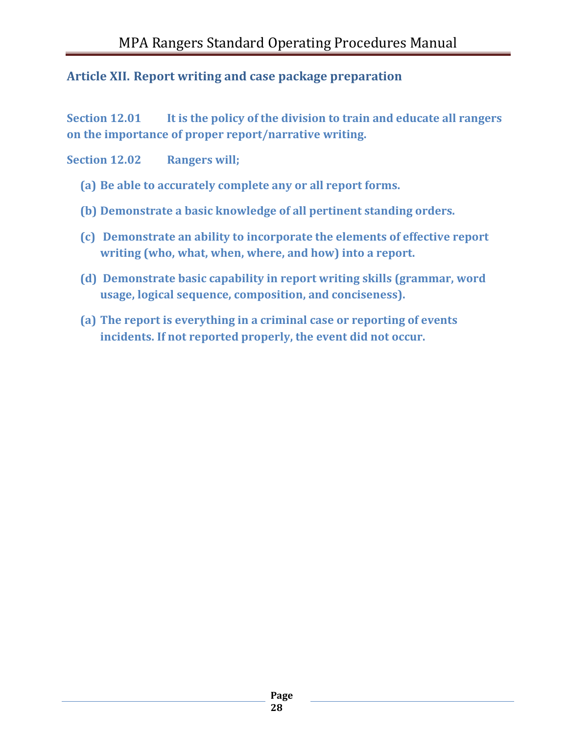## Article XII. Report writing and case package preparation

**Section 12.01 It is the policy of the division to train and educate all rangers on the importance of proper report/narrative writing.**

**Section 12.02 Rangers will;**

- **(a) Be able to accurately complete any or all report forms.**
- **(b) Demonstrate a basic knowledge of all pertinent standing orders.**
- **(c) Demonstrate an ability to incorporate the elements of effective report writing (who, what, when, where, and how) into a report.**
- **(d) Demonstrate basic capability in report writing skills (grammar, word usage, logical sequence, composition, and conciseness).**
- **(a) The report is everything in a criminal case or reporting of events incidents. If not reported properly, the event did not occur.**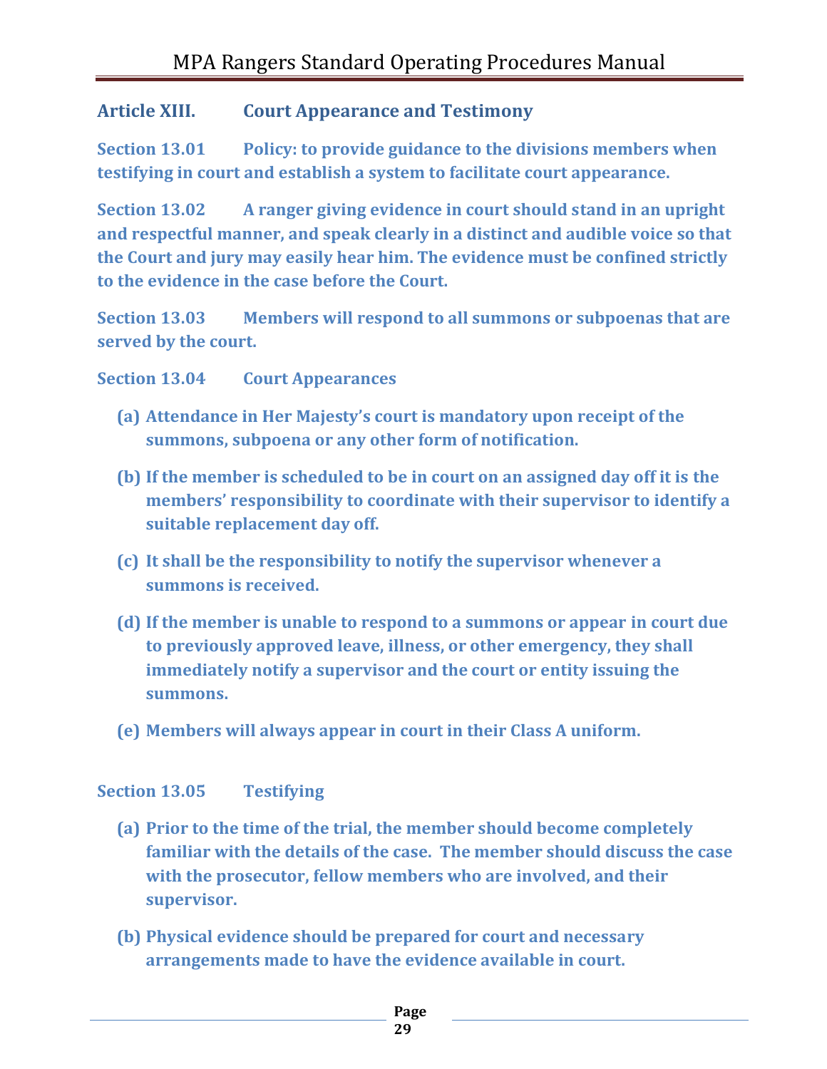## Article XIII. Court Appearance and Testimony

**Section 13.01** Policy: to provide guidance to the divisions members when testifying in court and establish a system to facilitate court appearance.

**Section 13.02** A ranger giving evidence in court should stand in an upright and respectful manner, and speak clearly in a distinct and audible voice so that the Court and jury may easily hear him. The evidence must be confined strictly to the evidence in the case before the Court.

**Section 13.03** Members will respond to all summons or subpoenas that are served by the court.

**Section 13.04** Court Appearances

(a) Attendance in Her Majesty's court is mandatory upon receipt of the summons, subpoena or any other form of notification.

(b) If the member is scheduled to be in court on an assigned day off it is the members' responsibility to coordinate with their supervisor to identify a suitable replacement day off.

(c) It shall be the responsibility to notify the supervisor whenever a summons is received.

(d) If the member is unable to respond to a summons or appear in court due to previously approved leave, illness, or other emergency, they shall immediately notify a supervisor and the court or entity issuing the summons.

(e) Members will always appear in court in their Class A uniform.

**Section 13.05** Testifying

(a) Prior to the time of the trial, the member should become completely familiar with the details of the case. The member should discuss the case with the prosecutor, fellow members who are involved, and their supervisor.

(b) Physical evidence should be prepared for court and necessary arrangements made to have the evidence available in court.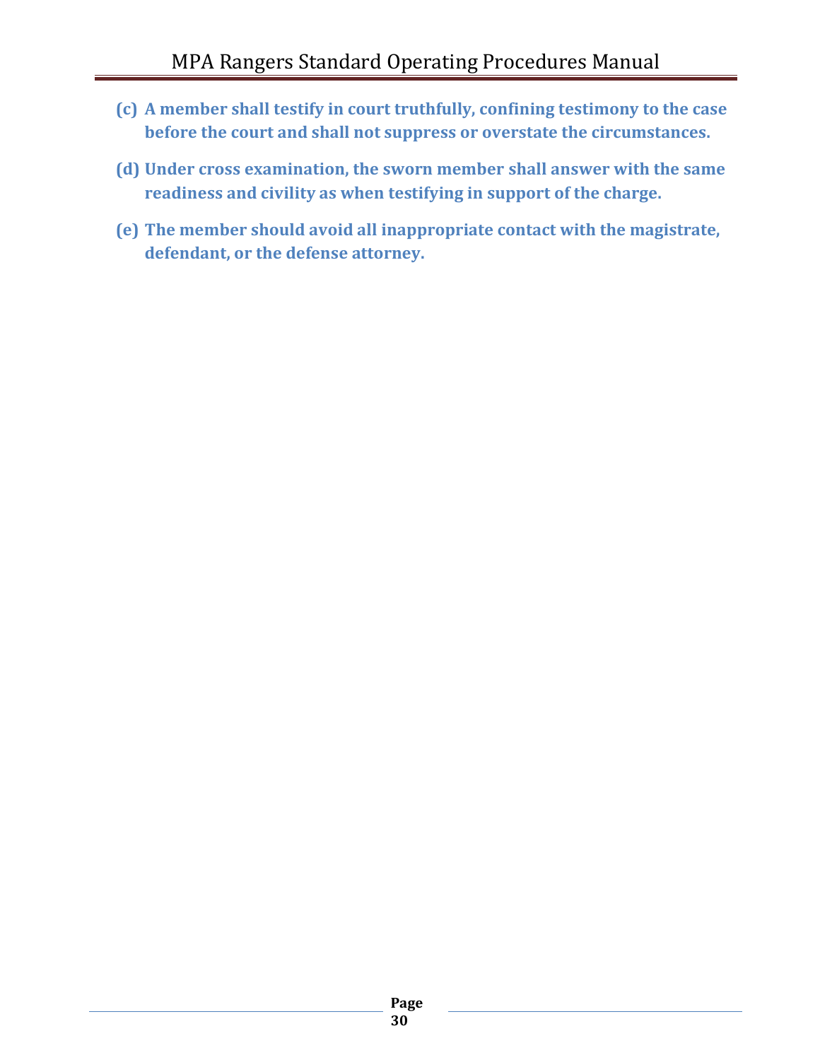**(c) A member shall testify in court truthfully, confining testimony to the case before the court and shall not suppress or overstate the circumstances.**

**(d) Under cross examination, the sworn member shall answer with the same readiness and civility as when testifying in support of the charge.**

**(e) The member should avoid all inappropriate contact with the magistrate, defendant, or the defense attorney.**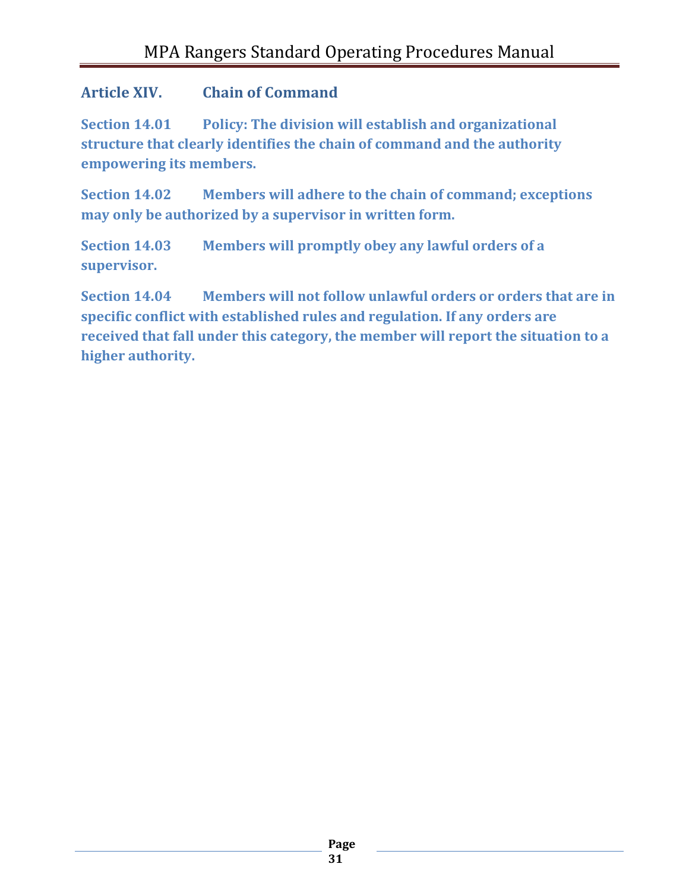## Article XIV. Chain of Command

**Section 14.01 Policy: The division will establish and organizational structure that clearly identifies the chain of command and the authority empowering its members.**

**Section 14.02 Members will adhere to the chain of command; exceptions may only be authorized by a supervisor in written form.**

**Section 14.03 Members will promptly obey any lawful orders of a supervisor.**

**Section 14.04 Members will not follow unlawful orders or orders that are in specific conflict with established rules and regulation. If any orders are received that fall under this category, the member will report the situation to a higher authority.**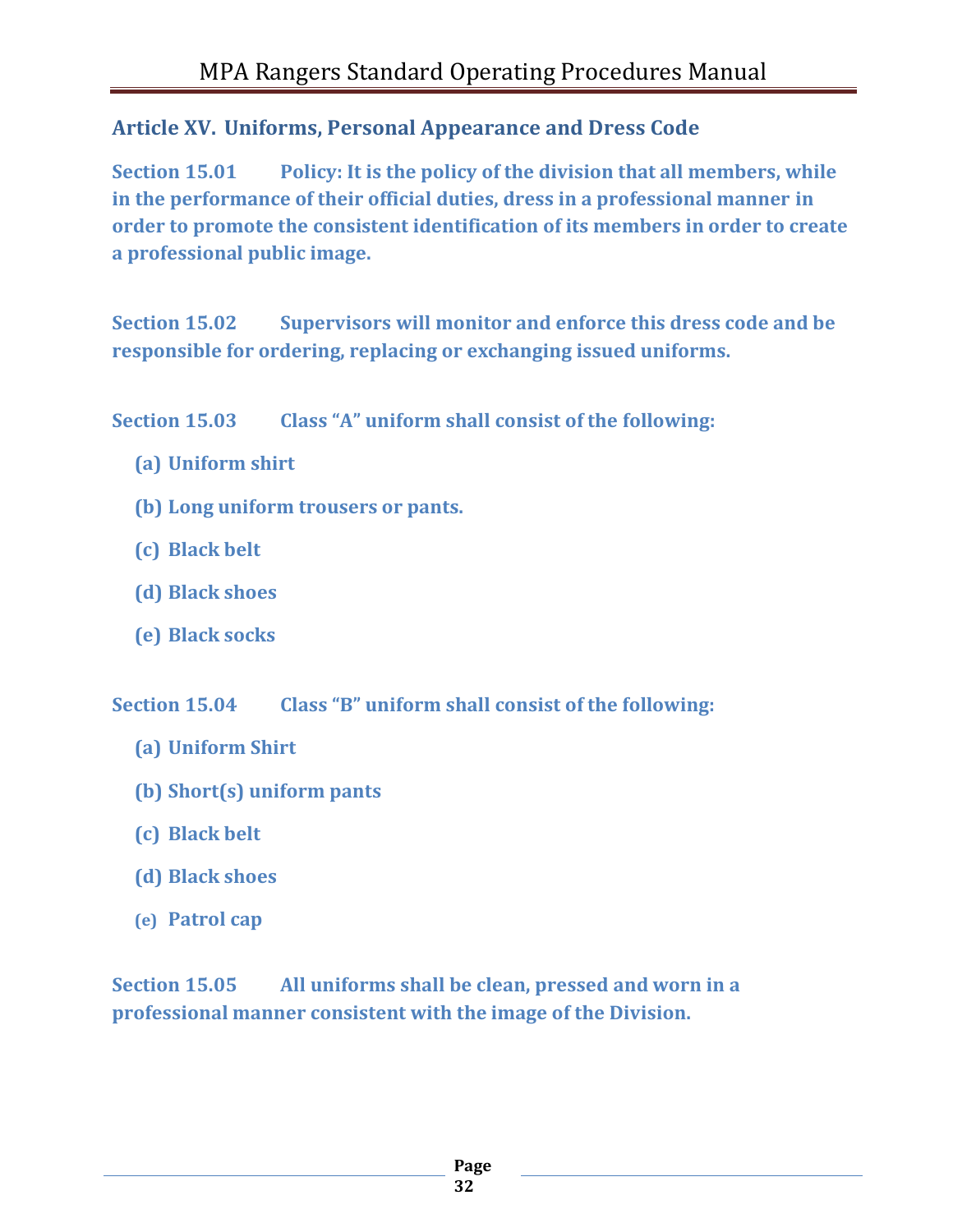## Article XV. Uniforms, Personal Appearance and Dress Code

**Section 15.01 Policy: It is the policy of the division that all members, while in the performance of their official duties, dress in a professional manner in order to promote the consistent identification of its members in order to create a professional public image.**

**Section 15.02 Supervisors will monitor and enforce this dress code and be responsible for ordering, replacing or exchanging issued uniforms.**

**Section 15.03 Class "A" uniform shall consist of the following:**

- **(a) Uniform shirt**
- **(b) Long uniform trousers or pants.**
- **(c) Black belt**
- **(d) Black shoes**
- **(e) Black socks**

**Section 15.04 Class "B" uniform shall consist of the following:**

- **(a) Uniform Shirt**
- **(b) Short(s) uniform pants**
- **(c) Black belt**
- **(d) Black shoes**
- **(e) Patrol cap**

**Section 15.05 All uniforms shall be clean, pressed and worn in a professional manner consistent with the image of the Division.**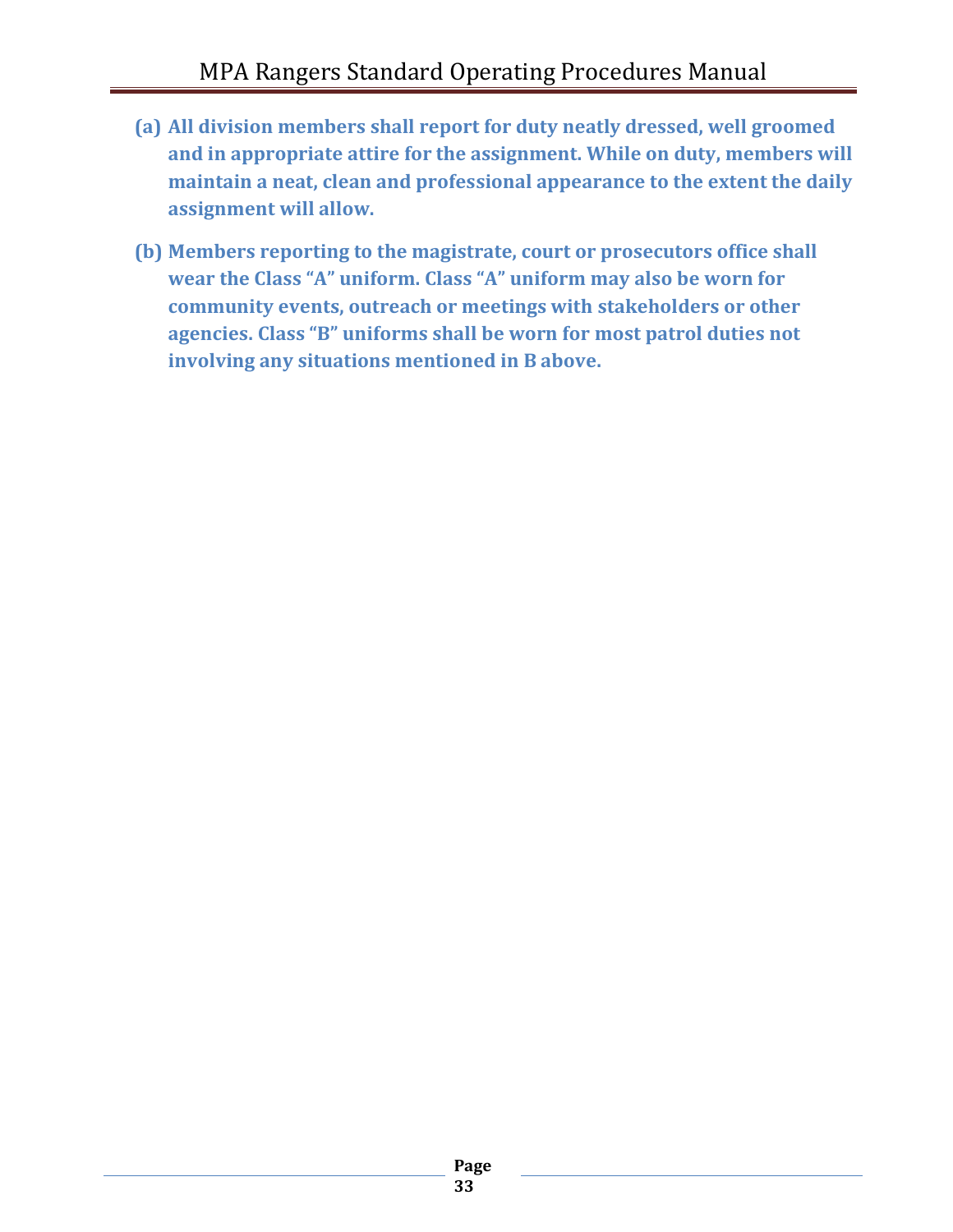**(a) All division members shall report for duty neatly dressed, well groomed and in appropriate attire for the assignment. While on duty, members will maintain a neat, clean and professional appearance to the extent the daily assignment will allow.**

**(b) Members reporting to the magistrate, court or prosecutors office shall wear the Class "A" uniform. Class "A" uniform may also be worn for community events, outreach or meetings with stakeholders or other agencies. Class "B" uniforms shall be worn for most patrol duties not involving any situations mentioned in B above.**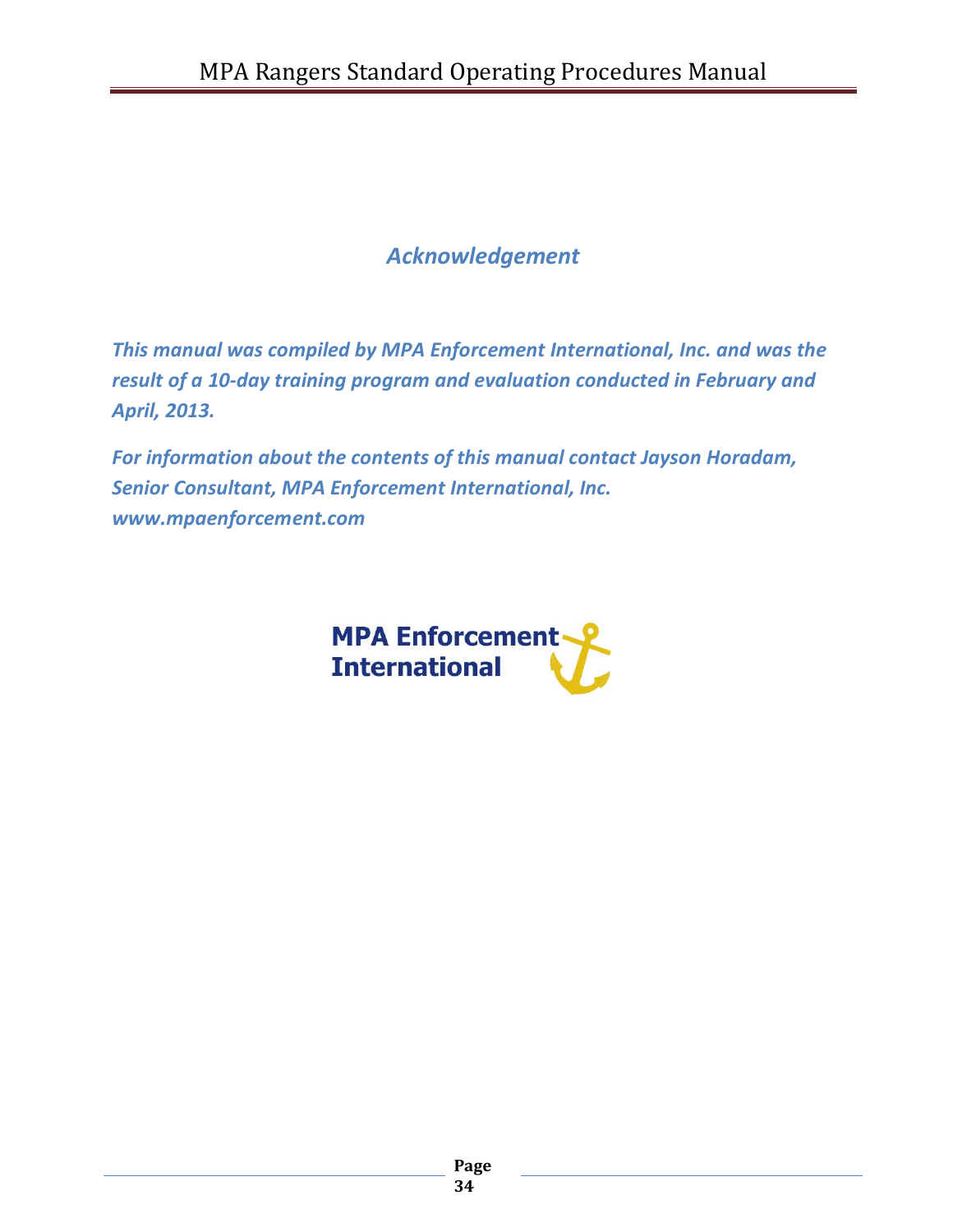## *Acknowledgement*

***This manual was compiled by MPA Enforcement International, Inc. and was the result of a 10-day training program and evaluation conducted in February and April, 2013.***

***For information about the contents of this manual contact Jayson Horadam, Senior Consultant, MPA Enforcement International, Inc. www.mpaenforcement.com***

**MPA Enforcement International**